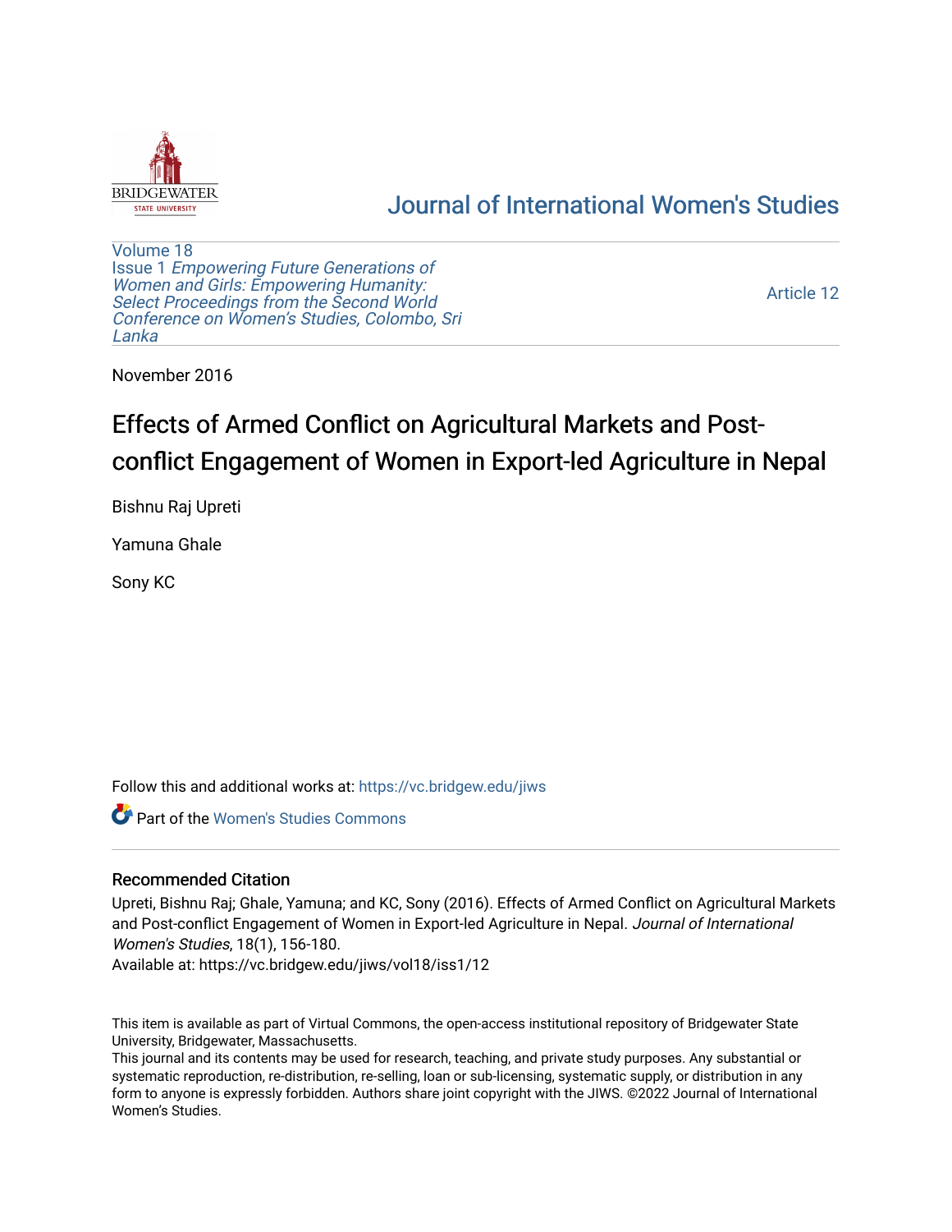# Journal of International Women's Studies

Volume 18
Issue 1 *Empowering Future Generations of Women and Girls: Empowering Humanity: Select Proceedings from the Second World Conference on Women's Studies, Colombo, Sri Lanka*

Article 12

November 2016

# Effects of Armed Conflict on Agricultural Markets and Post-conflict Engagement of Women in Export-led Agriculture in Nepal

Bishnu Raj Upreti

Yamuna Ghale

Sony KC

Follow this and additional works at: https://vc.bridgew.edu/jiws

Part of the Women's Studies Commons

## Recommended Citation

Upreti, Bishnu Raj; Ghale, Yamuna; and KC, Sony (2016). Effects of Armed Conflict on Agricultural Markets and Post-conflict Engagement of Women in Export-led Agriculture in Nepal. *Journal of International Women's Studies*, 18(1), 156-180.
Available at: https://vc.bridgew.edu/jiws/vol18/iss1/12

This item is available as part of Virtual Commons, the open-access institutional repository of Bridgewater State University, Bridgewater, Massachusetts.
This journal and its contents may be used for research, teaching, and private study purposes. Any substantial or systematic reproduction, re-distribution, re-selling, loan or sub-licensing, systematic supply, or distribution in any form to anyone is expressly forbidden. Authors share joint copyright with the JIWS. ©2022 Journal of International Women's Studies.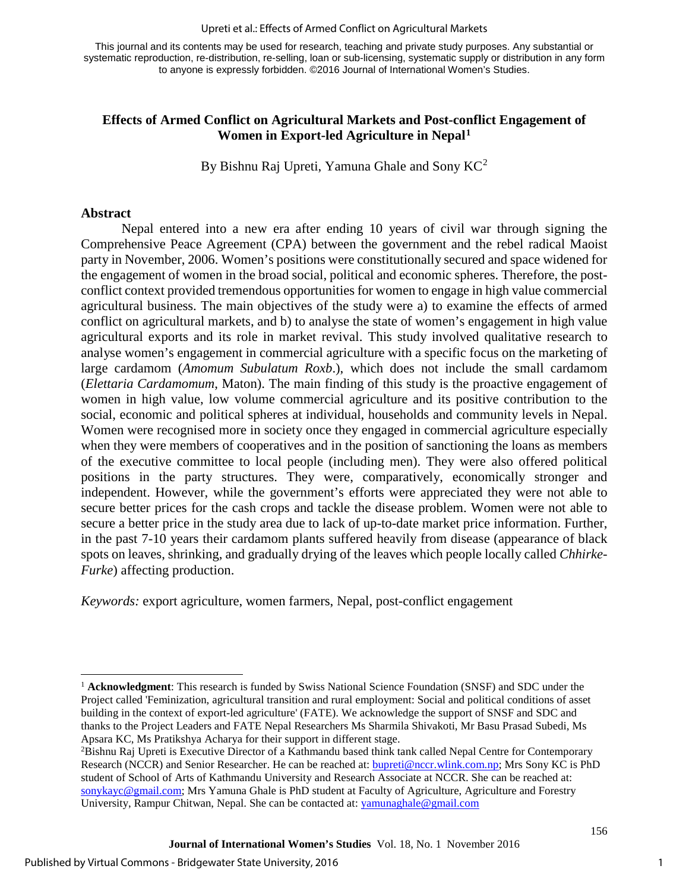This journal and its contents may be used for research, teaching and private study purposes. Any substantial or systematic reproduction, re-distribution, re-selling, loan or sub-licensing, systematic supply or distribution in any form to anyone is expressly forbidden. ©2016 Journal of International Women's Studies.

# Effects of Armed Conflict on Agricultural Markets and Post-conflict Engagement of Women in Export-led Agriculture in Nepal[1]

By Bishnu Raj Upreti, Yamuna Ghale and Sony KC[2]

## Abstract

Nepal entered into a new era after ending 10 years of civil war through signing the Comprehensive Peace Agreement (CPA) between the government and the rebel radical Maoist party in November, 2006. Women's positions were constitutionally secured and space widened for the engagement of women in the broad social, political and economic spheres. Therefore, the post-conflict context provided tremendous opportunities for women to engage in high value commercial agricultural business. The main objectives of the study were a) to examine the effects of armed conflict on agricultural markets, and b) to analyse the state of women's engagement in high value agricultural exports and its role in market revival. This study involved qualitative research to analyse women's engagement in commercial agriculture with a specific focus on the marketing of large cardamom (*Amomum Subulatum Roxb*.), which does not include the small cardamom (*Elettaria Cardamomum*, Maton). The main finding of this study is the proactive engagement of women in high value, low volume commercial agriculture and its positive contribution to the social, economic and political spheres at individual, households and community levels in Nepal. Women were recognised more in society once they engaged in commercial agriculture especially when they were members of cooperatives and in the position of sanctioning the loans as members of the executive committee to local people (including men). They were also offered political positions in the party structures. They were, comparatively, economically stronger and independent. However, while the government's efforts were appreciated they were not able to secure better prices for the cash crops and tackle the disease problem. Women were not able to secure a better price in the study area due to lack of up-to-date market price information. Further, in the past 7-10 years their cardamom plants suffered heavily from disease (appearance of black spots on leaves, shrinking, and gradually drying of the leaves which people locally called *Chhirke-Furke*) affecting production.

*Keywords:* export agriculture, women farmers, Nepal, post-conflict engagement

---

[1] **Acknowledgment**: This research is funded by Swiss National Science Foundation (SNSF) and SDC under the Project called 'Feminization, agricultural transition and rural employment: Social and political conditions of asset building in the context of export-led agriculture' (FATE). We acknowledge the support of SNSF and SDC and thanks to the Project Leaders and FATE Nepal Researchers Ms Sharmila Shivakoti, Mr Basu Prasad Subedi, Ms Apsara KC, Ms Pratikshya Acharya for their support in different stage.

[2] Bishnu Raj Upreti is Executive Director of a Kathmandu based think tank called Nepal Centre for Contemporary Research (NCCR) and Senior Researcher. He can be reached at: bupreti@nccr.wlink.com.np; Mrs Sony KC is PhD student of School of Arts of Kathmandu University and Research Associate at NCCR. She can be reached at: sonykayc@gmail.com; Mrs Yamuna Ghale is PhD student at Faculty of Agriculture, Agriculture and Forestry University, Rampur Chitwan, Nepal. She can be contacted at: yamunaghale@gmail.com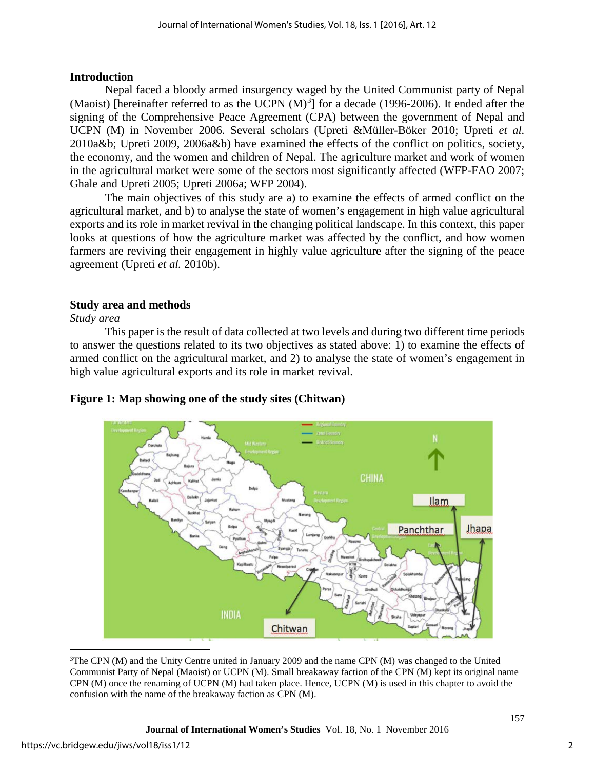## Introduction

Nepal faced a bloody armed insurgency waged by the United Communist party of Nepal (Maoist) [hereinafter referred to as the UCPN (M)[3]] for a decade (1996-2006). It ended after the signing of the Comprehensive Peace Agreement (CPA) between the government of Nepal and UCPN (M) in November 2006. Several scholars (Upreti &Müller-Böker 2010; Upreti *et al.* 2010a&b; Upreti 2009, 2006a&b) have examined the effects of the conflict on politics, society, the economy, and the women and children of Nepal. The agriculture market and work of women in the agricultural market were some of the sectors most significantly affected (WFP-FAO 2007; Ghale and Upreti 2005; Upreti 2006a; WFP 2004).

The main objectives of this study are a) to examine the effects of armed conflict on the agricultural market, and b) to analyse the state of women's engagement in high value agricultural exports and its role in market revival in the changing political landscape. In this context, this paper looks at questions of how the agriculture market was affected by the conflict, and how women farmers are reviving their engagement in highly value agriculture after the signing of the peace agreement (Upreti *et al.* 2010b).

## Study area and methods

### *Study area*

This paper is the result of data collected at two levels and during two different time periods to answer the questions related to its two objectives as stated above: 1) to examine the effects of armed conflict on the agricultural market, and 2) to analyse the state of women's engagement in high value agricultural exports and its role in market revival.

**Figure 1: Map showing one of the study sites (Chitwan)**

[3]The CPN (M) and the Unity Centre united in January 2009 and the name CPN (M) was changed to the United Communist Party of Nepal (Maoist) or UCPN (M). Small breakaway faction of the CPN (M) kept its original name CPN (M) once the renaming of UCPN (M) had taken place. Hence, UCPN (M) is used in this chapter to avoid the confusion with the name of the breakaway faction as CPN (M).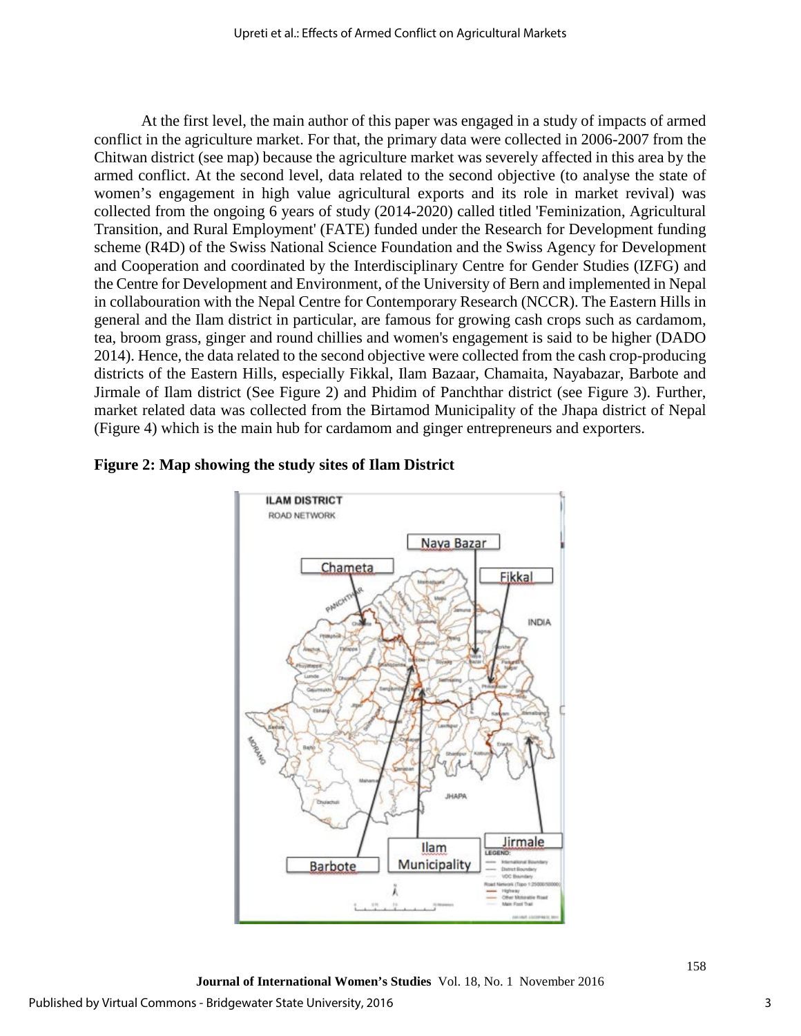At the first level, the main author of this paper was engaged in a study of impacts of armed conflict in the agriculture market. For that, the primary data were collected in 2006-2007 from the Chitwan district (see map) because the agriculture market was severely affected in this area by the armed conflict. At the second level, data related to the second objective (to analyse the state of women's engagement in high value agricultural exports and its role in market revival) was collected from the ongoing 6 years of study (2014-2020) called titled 'Feminization, Agricultural Transition, and Rural Employment' (FATE) funded under the Research for Development funding scheme (R4D) of the Swiss National Science Foundation and the Swiss Agency for Development and Cooperation and coordinated by the Interdisciplinary Centre for Gender Studies (IZFG) and the Centre for Development and Environment, of the University of Bern and implemented in Nepal in collabouration with the Nepal Centre for Contemporary Research (NCCR). The Eastern Hills in general and the Ilam district in particular, are famous for growing cash crops such as cardamom, tea, broom grass, ginger and round chillies and women's engagement is said to be higher (DADO 2014). Hence, the data related to the second objective were collected from the cash crop-producing districts of the Eastern Hills, especially Fikkal, Ilam Bazaar, Chamaita, Nayabazar, Barbote and Jirmale of Ilam district (See Figure 2) and Phidim of Panchthar district (see Figure 3). Further, market related data was collected from the Birtamod Municipality of the Jhapa district of Nepal (Figure 4) which is the main hub for cardamom and ginger entrepreneurs and exporters.

**Figure 2: Map showing the study sites of Ilam District**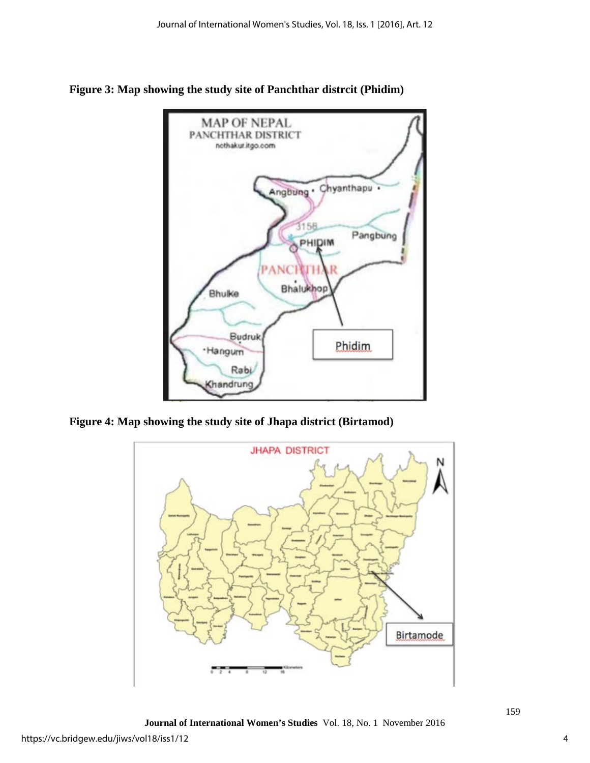**Figure 3: Map showing the study site of Panchthar distrcit (Phidim)**

**Figure 4: Map showing the study site of Jhapa district (Birtamod)**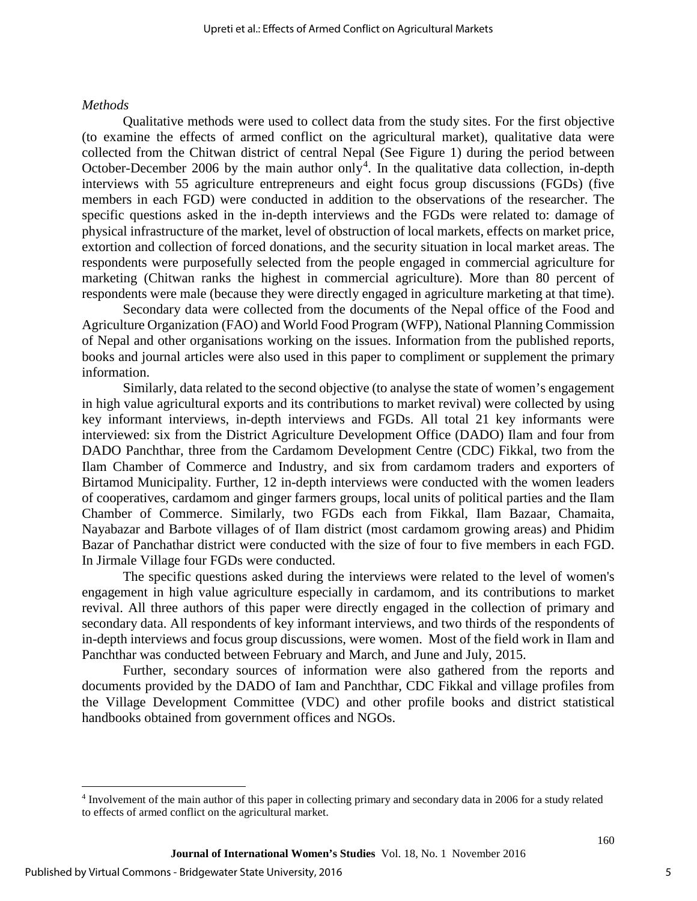*Methods*

Qualitative methods were used to collect data from the study sites. For the first objective (to examine the effects of armed conflict on the agricultural market), qualitative data were collected from the Chitwan district of central Nepal (See Figure 1) during the period between October-December 2006 by the main author only[4]. In the qualitative data collection, in-depth interviews with 55 agriculture entrepreneurs and eight focus group discussions (FGDs) (five members in each FGD) were conducted in addition to the observations of the researcher. The specific questions asked in the in-depth interviews and the FGDs were related to: damage of physical infrastructure of the market, level of obstruction of local markets, effects on market price, extortion and collection of forced donations, and the security situation in local market areas. The respondents were purposefully selected from the people engaged in commercial agriculture for marketing (Chitwan ranks the highest in commercial agriculture). More than 80 percent of respondents were male (because they were directly engaged in agriculture marketing at that time).

Secondary data were collected from the documents of the Nepal office of the Food and Agriculture Organization (FAO) and World Food Program (WFP), National Planning Commission of Nepal and other organisations working on the issues. Information from the published reports, books and journal articles were also used in this paper to compliment or supplement the primary information.

Similarly, data related to the second objective (to analyse the state of women's engagement in high value agricultural exports and its contributions to market revival) were collected by using key informant interviews, in-depth interviews and FGDs. All total 21 key informants were interviewed: six from the District Agriculture Development Office (DADO) Ilam and four from DADO Panchthar, three from the Cardamom Development Centre (CDC) Fikkal, two from the Ilam Chamber of Commerce and Industry, and six from cardamom traders and exporters of Birtamod Municipality. Further, 12 in-depth interviews were conducted with the women leaders of cooperatives, cardamom and ginger farmers groups, local units of political parties and the Ilam Chamber of Commerce. Similarly, two FGDs each from Fikkal, Ilam Bazaar, Chamaita, Nayabazar and Barbote villages of of Ilam district (most cardamom growing areas) and Phidim Bazar of Panchathar district were conducted with the size of four to five members in each FGD. In Jirmale Village four FGDs were conducted.

The specific questions asked during the interviews were related to the level of women's engagement in high value agriculture especially in cardamom, and its contributions to market revival. All three authors of this paper were directly engaged in the collection of primary and secondary data. All respondents of key informant interviews, and two thirds of the respondents of in-depth interviews and focus group discussions, were women. Most of the field work in Ilam and Panchthar was conducted between February and March, and June and July, 2015.

Further, secondary sources of information were also gathered from the reports and documents provided by the DADO of Iam and Panchthar, CDC Fikkal and village profiles from the Village Development Committee (VDC) and other profile books and district statistical handbooks obtained from government offices and NGOs.

---

[4] Involvement of the main author of this paper in collecting primary and secondary data in 2006 for a study related to effects of armed conflict on the agricultural market.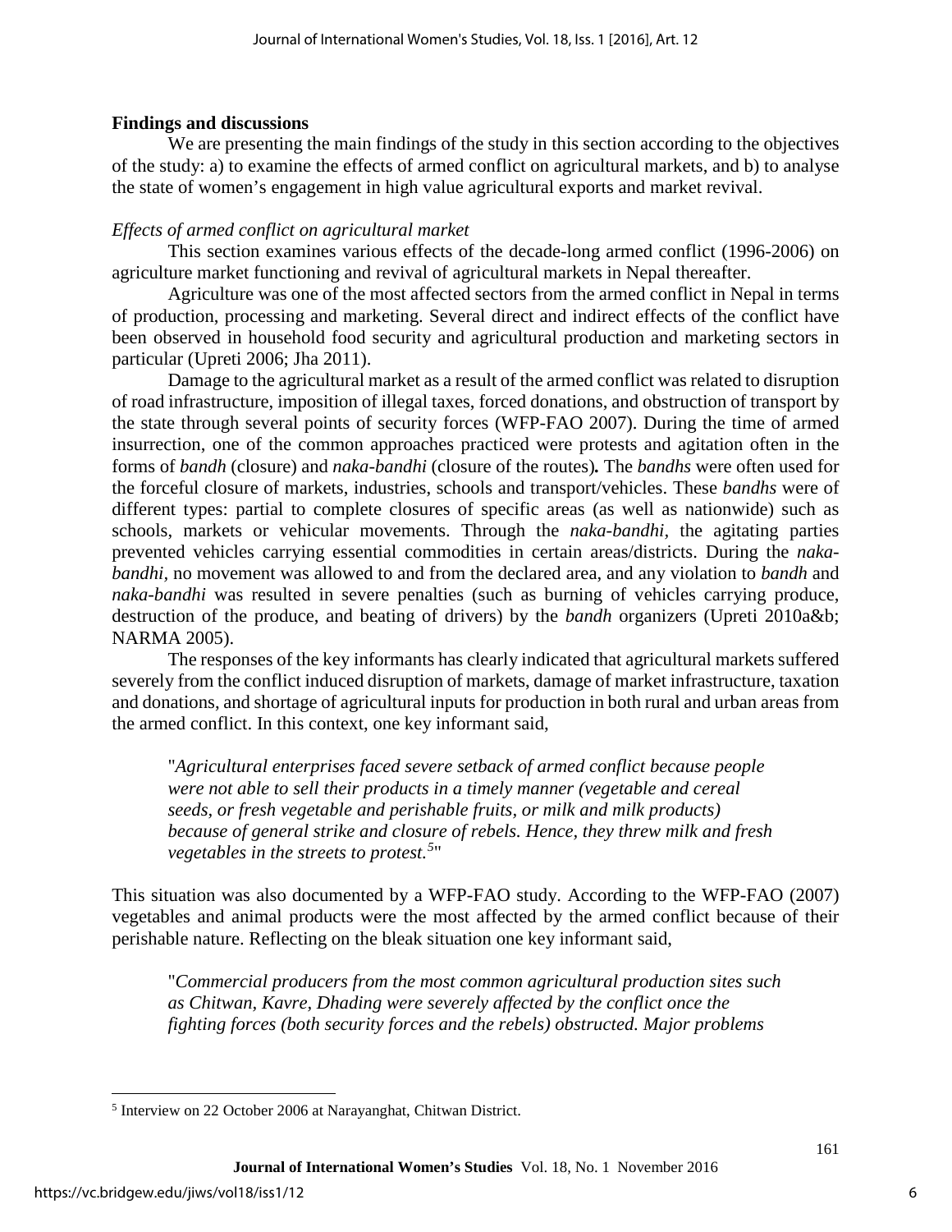## Findings and discussions

We are presenting the main findings of the study in this section according to the objectives of the study: a) to examine the effects of armed conflict on agricultural markets, and b) to analyse the state of women's engagement in high value agricultural exports and market revival.

### *Effects of armed conflict on agricultural market*

This section examines various effects of the decade-long armed conflict (1996-2006) on agriculture market functioning and revival of agricultural markets in Nepal thereafter.

Agriculture was one of the most affected sectors from the armed conflict in Nepal in terms of production, processing and marketing. Several direct and indirect effects of the conflict have been observed in household food security and agricultural production and marketing sectors in particular (Upreti 2006; Jha 2011).

Damage to the agricultural market as a result of the armed conflict was related to disruption of road infrastructure, imposition of illegal taxes, forced donations, and obstruction of transport by the state through several points of security forces (WFP-FAO 2007). During the time of armed insurrection, one of the common approaches practiced were protests and agitation often in the forms of *bandh* (closure) and *naka-bandhi* (closure of the routes)**.** The *bandhs* were often used for the forceful closure of markets, industries, schools and transport/vehicles. These *bandhs* were of different types: partial to complete closures of specific areas (as well as nationwide) such as schools, markets or vehicular movements. Through the *naka-bandhi*, the agitating parties prevented vehicles carrying essential commodities in certain areas/districts. During the *naka-bandhi*, no movement was allowed to and from the declared area, and any violation to *bandh* and *naka-bandhi* was resulted in severe penalties (such as burning of vehicles carrying produce, destruction of the produce, and beating of drivers) by the *bandh* organizers (Upreti 2010a&b; NARMA 2005).

The responses of the key informants has clearly indicated that agricultural markets suffered severely from the conflict induced disruption of markets, damage of market infrastructure, taxation and donations, and shortage of agricultural inputs for production in both rural and urban areas from the armed conflict. In this context, one key informant said,

> "*Agricultural enterprises faced severe setback of armed conflict because people were not able to sell their products in a timely manner (vegetable and cereal seeds, or fresh vegetable and perishable fruits, or milk and milk products) because of general strike and closure of rebels. Hence, they threw milk and fresh vegetables in the streets to protest.*[5]"

This situation was also documented by a WFP-FAO study. According to the WFP-FAO (2007) vegetables and animal products were the most affected by the armed conflict because of their perishable nature. Reflecting on the bleak situation one key informant said,

> "*Commercial producers from the most common agricultural production sites such as Chitwan, Kavre, Dhading were severely affected by the conflict once the fighting forces (both security forces and the rebels) obstructed. Major problems*

---

[5] Interview on 22 October 2006 at Narayanghat, Chitwan District.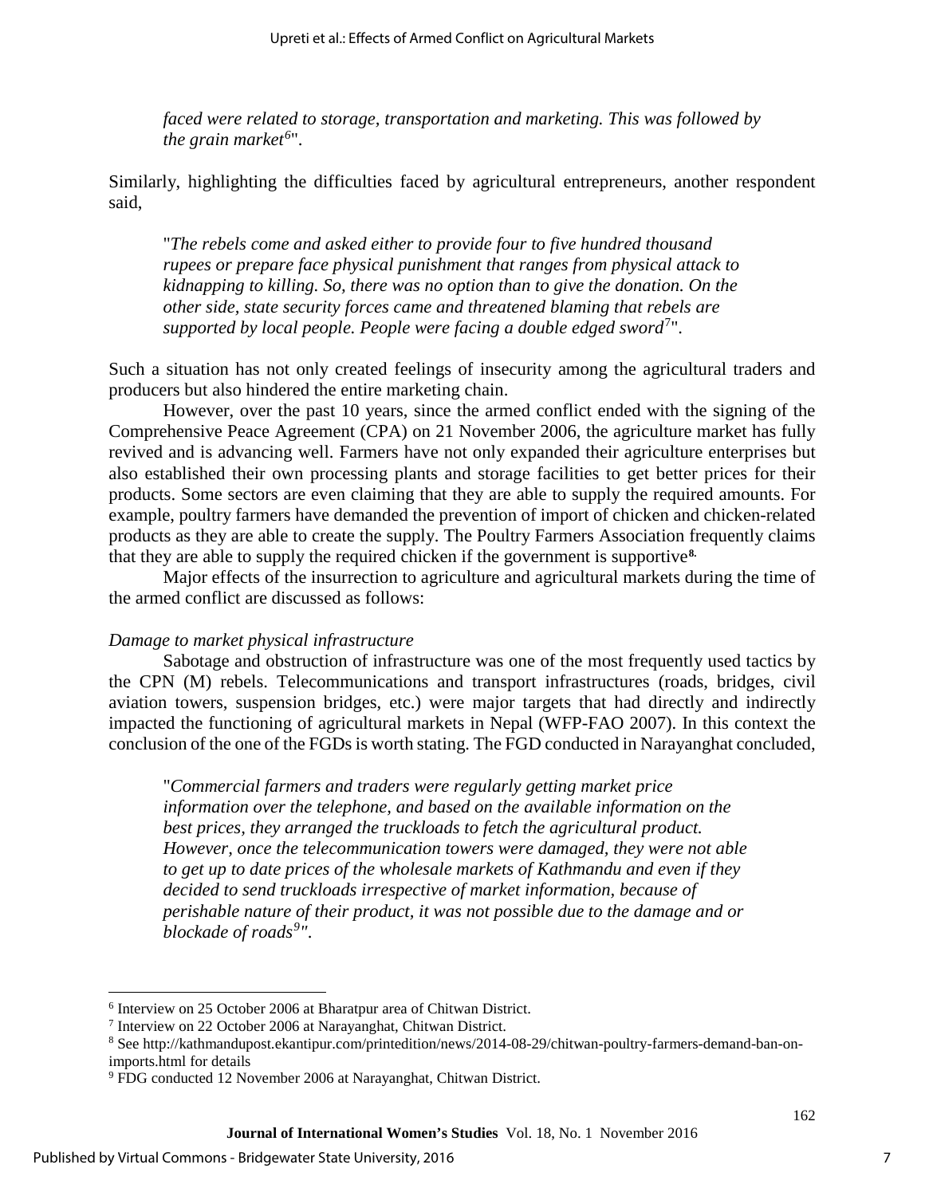*faced were related to storage, transportation and marketing. This was followed by the grain market*[6]".

Similarly, highlighting the difficulties faced by agricultural entrepreneurs, another respondent said,

> "*The rebels come and asked either to provide four to five hundred thousand rupees or prepare face physical punishment that ranges from physical attack to kidnapping to killing. So, there was no option than to give the donation. On the other side, state security forces came and threatened blaming that rebels are supported by local people. People were facing a double edged sword*[7]".

Such a situation has not only created feelings of insecurity among the agricultural traders and producers but also hindered the entire marketing chain.

However, over the past 10 years, since the armed conflict ended with the signing of the Comprehensive Peace Agreement (CPA) on 21 November 2006, the agriculture market has fully revived and is advancing well. Farmers have not only expanded their agriculture enterprises but also established their own processing plants and storage facilities to get better prices for their products. Some sectors are even claiming that they are able to supply the required amounts. For example, poultry farmers have demanded the prevention of import of chicken and chicken-related products as they are able to create the supply. The Poultry Farmers Association frequently claims that they are able to supply the required chicken if the government is supportive[8].

Major effects of the insurrection to agriculture and agricultural markets during the time of the armed conflict are discussed as follows:

*Damage to market physical infrastructure*

Sabotage and obstruction of infrastructure was one of the most frequently used tactics by the CPN (M) rebels. Telecommunications and transport infrastructures (roads, bridges, civil aviation towers, suspension bridges, etc.) were major targets that had directly and indirectly impacted the functioning of agricultural markets in Nepal (WFP-FAO 2007). In this context the conclusion of the one of the FGDs is worth stating. The FGD conducted in Narayanghat concluded,

> "*Commercial farmers and traders were regularly getting market price information over the telephone, and based on the available information on the best prices, they arranged the truckloads to fetch the agricultural product. However, once the telecommunication towers were damaged, they were not able to get up to date prices of the wholesale markets of Kathmandu and even if they decided to send truckloads irrespective of market information, because of perishable nature of their product, it was not possible due to the damage and or blockade of roads*[9]".

---

[6] Interview on 25 October 2006 at Bharatpur area of Chitwan District.

[7] Interview on 22 October 2006 at Narayanghat, Chitwan District.

[8] See http://kathmandupost.ekantipur.com/printedition/news/2014-08-29/chitwan-poultry-farmers-demand-ban-on-imports.html for details

[9] FDG conducted 12 November 2006 at Narayanghat, Chitwan District.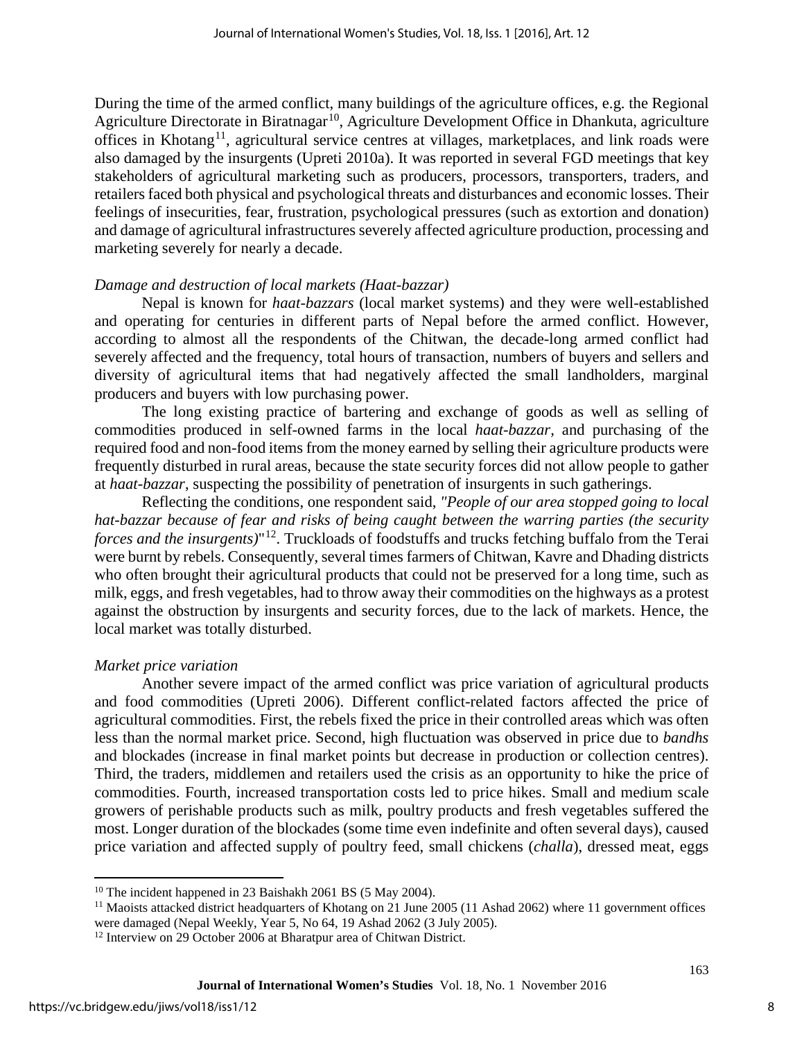During the time of the armed conflict, many buildings of the agriculture offices, e.g. the Regional Agriculture Directorate in Biratnagar[10], Agriculture Development Office in Dhankuta, agriculture offices in Khotang[11], agricultural service centres at villages, marketplaces, and link roads were also damaged by the insurgents (Upreti 2010a). It was reported in several FGD meetings that key stakeholders of agricultural marketing such as producers, processors, transporters, traders, and retailers faced both physical and psychological threats and disturbances and economic losses. Their feelings of insecurities, fear, frustration, psychological pressures (such as extortion and donation) and damage of agricultural infrastructures severely affected agriculture production, processing and marketing severely for nearly a decade.

*Damage and destruction of local markets (Haat-bazzar)*

Nepal is known for *haat-bazzars* (local market systems) and they were well-established and operating for centuries in different parts of Nepal before the armed conflict. However, according to almost all the respondents of the Chitwan, the decade-long armed conflict had severely affected and the frequency, total hours of transaction, numbers of buyers and sellers and diversity of agricultural items that had negatively affected the small landholders, marginal producers and buyers with low purchasing power.

The long existing practice of bartering and exchange of goods as well as selling of commodities produced in self-owned farms in the local *haat-bazzar,* and purchasing of the required food and non-food items from the money earned by selling their agriculture products were frequently disturbed in rural areas, because the state security forces did not allow people to gather at *haat-bazzar*, suspecting the possibility of penetration of insurgents in such gatherings.

Reflecting the conditions, one respondent said, *"People of our area stopped going to local hat-bazzar because of fear and risks of being caught between the warring parties (the security forces and the insurgents)*"[12]. Truckloads of foodstuffs and trucks fetching buffalo from the Terai were burnt by rebels. Consequently, several times farmers of Chitwan, Kavre and Dhading districts who often brought their agricultural products that could not be preserved for a long time, such as milk, eggs, and fresh vegetables, had to throw away their commodities on the highways as a protest against the obstruction by insurgents and security forces, due to the lack of markets. Hence, the local market was totally disturbed.

*Market price variation*

Another severe impact of the armed conflict was price variation of agricultural products and food commodities (Upreti 2006). Different conflict-related factors affected the price of agricultural commodities. First, the rebels fixed the price in their controlled areas which was often less than the normal market price. Second, high fluctuation was observed in price due to *bandhs* and blockades (increase in final market points but decrease in production or collection centres). Third, the traders, middlemen and retailers used the crisis as an opportunity to hike the price of commodities. Fourth, increased transportation costs led to price hikes. Small and medium scale growers of perishable products such as milk, poultry products and fresh vegetables suffered the most. Longer duration of the blockades (some time even indefinite and often several days), caused price variation and affected supply of poultry feed, small chickens (*challa*), dressed meat, eggs

[10] The incident happened in 23 Baishakh 2061 BS (5 May 2004).

[11] Maoists attacked district headquarters of Khotang on 21 June 2005 (11 Ashad 2062) where 11 government offices were damaged (Nepal Weekly, Year 5, No 64, 19 Ashad 2062 (3 July 2005).

[12] Interview on 29 October 2006 at Bharatpur area of Chitwan District.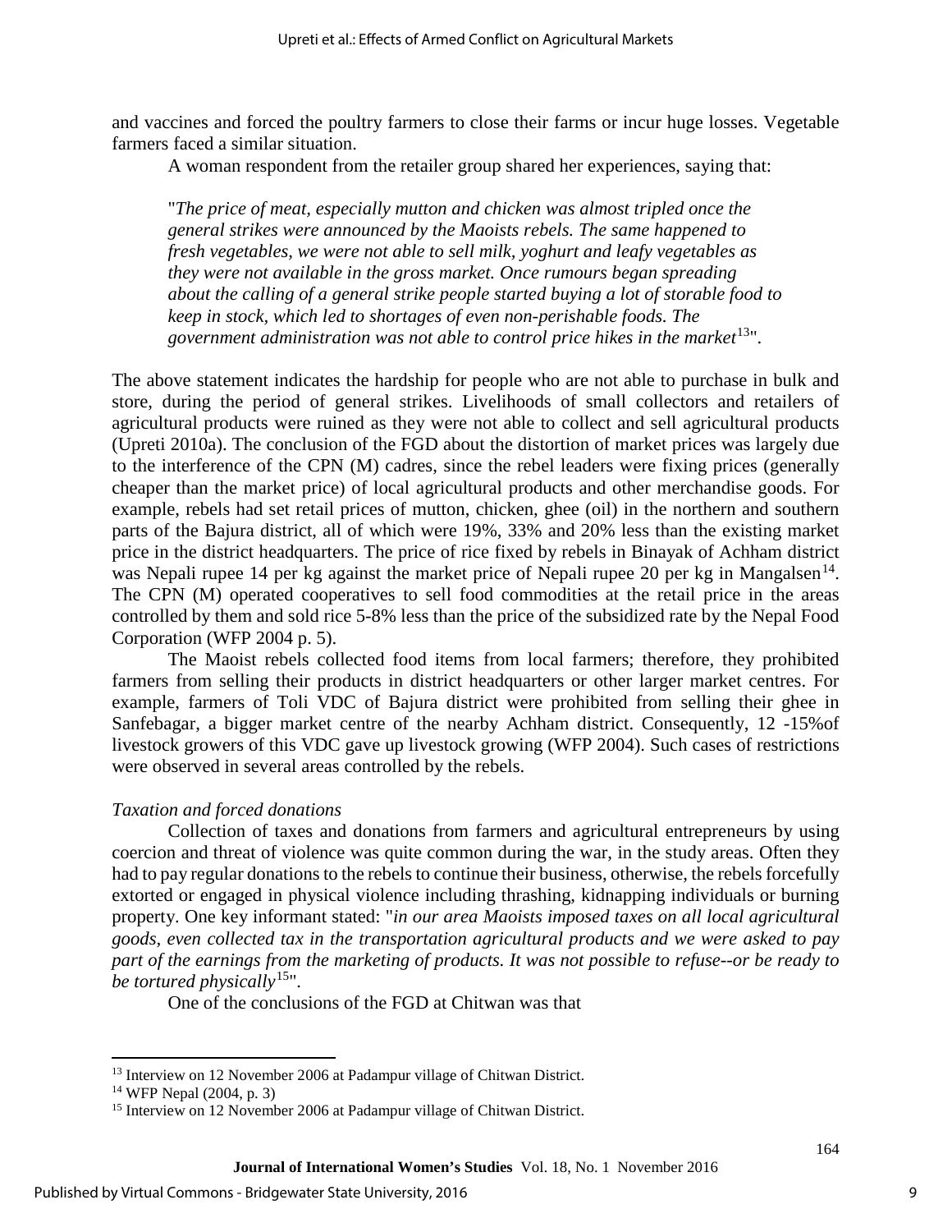and vaccines and forced the poultry farmers to close their farms or incur huge losses. Vegetable farmers faced a similar situation.

A woman respondent from the retailer group shared her experiences, saying that:

> "*The price of meat, especially mutton and chicken was almost tripled once the general strikes were announced by the Maoists rebels. The same happened to fresh vegetables, we were not able to sell milk, yoghurt and leafy vegetables as they were not available in the gross market. Once rumours began spreading about the calling of a general strike people started buying a lot of storable food to keep in stock, which led to shortages of even non-perishable foods. The government administration was not able to control price hikes in the market*[13]".

The above statement indicates the hardship for people who are not able to purchase in bulk and store, during the period of general strikes. Livelihoods of small collectors and retailers of agricultural products were ruined as they were not able to collect and sell agricultural products (Upreti 2010a). The conclusion of the FGD about the distortion of market prices was largely due to the interference of the CPN (M) cadres, since the rebel leaders were fixing prices (generally cheaper than the market price) of local agricultural products and other merchandise goods. For example, rebels had set retail prices of mutton, chicken, ghee (oil) in the northern and southern parts of the Bajura district, all of which were 19%, 33% and 20% less than the existing market price in the district headquarters. The price of rice fixed by rebels in Binayak of Achham district was Nepali rupee 14 per kg against the market price of Nepali rupee 20 per kg in Mangalsen[14]. The CPN (M) operated cooperatives to sell food commodities at the retail price in the areas controlled by them and sold rice 5-8% less than the price of the subsidized rate by the Nepal Food Corporation (WFP 2004 p. 5).

The Maoist rebels collected food items from local farmers; therefore, they prohibited farmers from selling their products in district headquarters or other larger market centres. For example, farmers of Toli VDC of Bajura district were prohibited from selling their ghee in Sanfebagar, a bigger market centre of the nearby Achham district. Consequently, 12 -15%of livestock growers of this VDC gave up livestock growing (WFP 2004). Such cases of restrictions were observed in several areas controlled by the rebels.

*Taxation and forced donations*

Collection of taxes and donations from farmers and agricultural entrepreneurs by using coercion and threat of violence was quite common during the war, in the study areas. Often they had to pay regular donations to the rebels to continue their business, otherwise, the rebels forcefully extorted or engaged in physical violence including thrashing, kidnapping individuals or burning property. One key informant stated: "*in our area Maoists imposed taxes on all local agricultural goods, even collected tax in the transportation agricultural products and we were asked to pay part of the earnings from the marketing of products. It was not possible to refuse--or be ready to be tortured physically*[15]".

One of the conclusions of the FGD at Chitwan was that

---

[13] Interview on 12 November 2006 at Padampur village of Chitwan District.

[14] WFP Nepal (2004, p. 3)

[15] Interview on 12 November 2006 at Padampur village of Chitwan District.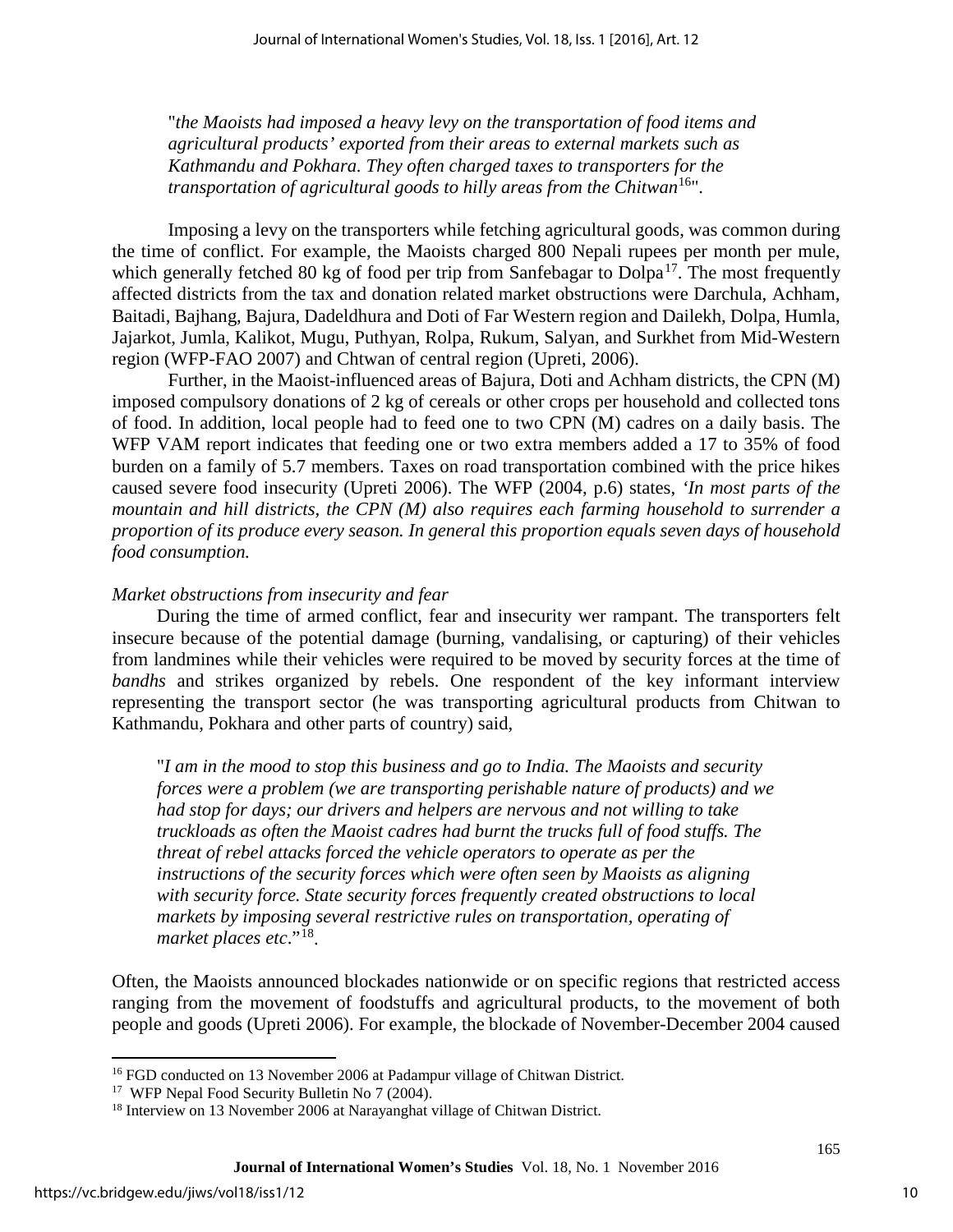"*the Maoists had imposed a heavy levy on the transportation of food items and agricultural products' exported from their areas to external markets such as Kathmandu and Pokhara. They often charged taxes to transporters for the transportation of agricultural goods to hilly areas from the Chitwan*[16]".

Imposing a levy on the transporters while fetching agricultural goods, was common during the time of conflict. For example, the Maoists charged 800 Nepali rupees per month per mule, which generally fetched 80 kg of food per trip from Sanfebagar to Dolpa[17]. The most frequently affected districts from the tax and donation related market obstructions were Darchula, Achham, Baitadi, Bajhang, Bajura, Dadeldhura and Doti of Far Western region and Dailekh, Dolpa, Humla, Jajarkot, Jumla, Kalikot, Mugu, Puthyan, Rolpa, Rukum, Salyan, and Surkhet from Mid-Western region (WFP-FAO 2007) and Chtwan of central region (Upreti, 2006).

Further, in the Maoist-influenced areas of Bajura, Doti and Achham districts, the CPN (M) imposed compulsory donations of 2 kg of cereals or other crops per household and collected tons of food. In addition, local people had to feed one to two CPN (M) cadres on a daily basis. The WFP VAM report indicates that feeding one or two extra members added a 17 to 35% of food burden on a family of 5.7 members. Taxes on road transportation combined with the price hikes caused severe food insecurity (Upreti 2006). The WFP (2004, p.6) states, '*In most parts of the mountain and hill districts, the CPN (M) also requires each farming household to surrender a proportion of its produce every season. In general this proportion equals seven days of household food consumption.*

*Market obstructions from insecurity and fear*

During the time of armed conflict, fear and insecurity wer rampant. The transporters felt insecure because of the potential damage (burning, vandalising, or capturing) of their vehicles from landmines while their vehicles were required to be moved by security forces at the time of *bandhs* and strikes organized by rebels. One respondent of the key informant interview representing the transport sector (he was transporting agricultural products from Chitwan to Kathmandu, Pokhara and other parts of country) said,

"*I am in the mood to stop this business and go to India. The Maoists and security forces were a problem (we are transporting perishable nature of products) and we had stop for days; our drivers and helpers are nervous and not willing to take truckloads as often the Maoist cadres had burnt the trucks full of food stuffs. The threat of rebel attacks forced the vehicle operators to operate as per the instructions of the security forces which were often seen by Maoists as aligning with security force. State security forces frequently created obstructions to local markets by imposing several restrictive rules on transportation, operating of market places etc*."[18].

Often, the Maoists announced blockades nationwide or on specific regions that restricted access ranging from the movement of foodstuffs and agricultural products, to the movement of both people and goods (Upreti 2006). For example, the blockade of November-December 2004 caused

---

[16] FGD conducted on 13 November 2006 at Padampur village of Chitwan District.

[17] WFP Nepal Food Security Bulletin No 7 (2004).

[18] Interview on 13 November 2006 at Narayanghat village of Chitwan District.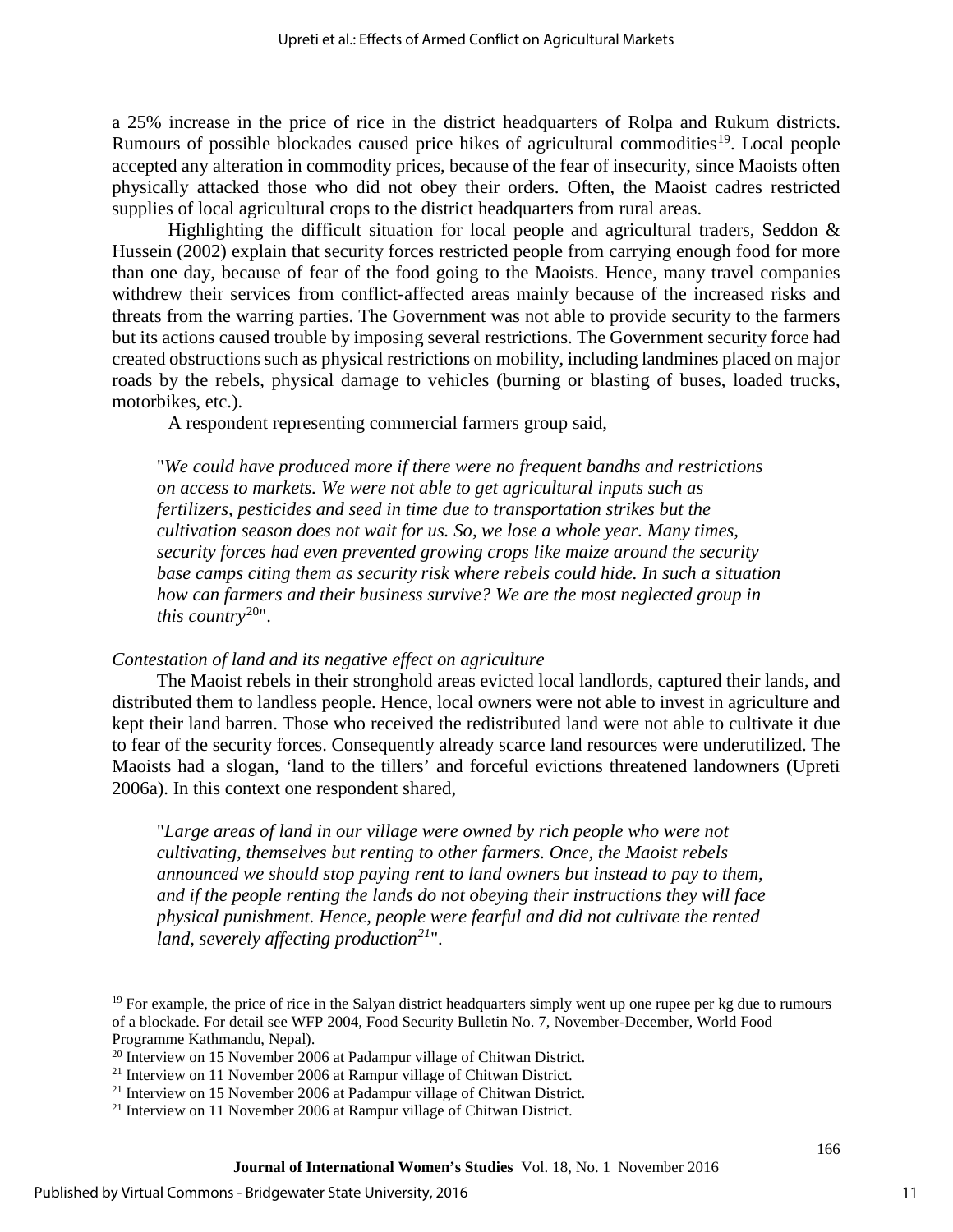a 25% increase in the price of rice in the district headquarters of Rolpa and Rukum districts. Rumours of possible blockades caused price hikes of agricultural commodities[19]. Local people accepted any alteration in commodity prices, because of the fear of insecurity, since Maoists often physically attacked those who did not obey their orders. Often, the Maoist cadres restricted supplies of local agricultural crops to the district headquarters from rural areas.

Highlighting the difficult situation for local people and agricultural traders, Seddon & Hussein (2002) explain that security forces restricted people from carrying enough food for more than one day, because of fear of the food going to the Maoists. Hence, many travel companies withdrew their services from conflict-affected areas mainly because of the increased risks and threats from the warring parties. The Government was not able to provide security to the farmers but its actions caused trouble by imposing several restrictions. The Government security force had created obstructions such as physical restrictions on mobility, including landmines placed on major roads by the rebels, physical damage to vehicles (burning or blasting of buses, loaded trucks, motorbikes, etc.).

A respondent representing commercial farmers group said,

> "*We could have produced more if there were no frequent bandhs and restrictions on access to markets. We were not able to get agricultural inputs such as fertilizers, pesticides and seed in time due to transportation strikes but the cultivation season does not wait for us. So, we lose a whole year. Many times, security forces had even prevented growing crops like maize around the security base camps citing them as security risk where rebels could hide. In such a situation how can farmers and their business survive? We are the most neglected group in this country*[20]".

*Contestation of land and its negative effect on agriculture*

The Maoist rebels in their stronghold areas evicted local landlords, captured their lands, and distributed them to landless people. Hence, local owners were not able to invest in agriculture and kept their land barren. Those who received the redistributed land were not able to cultivate it due to fear of the security forces. Consequently already scarce land resources were underutilized. The Maoists had a slogan, 'land to the tillers' and forceful evictions threatened landowners (Upreti 2006a). In this context one respondent shared,

> "*Large areas of land in our village were owned by rich people who were not cultivating, themselves but renting to other farmers. Once, the Maoist rebels announced we should stop paying rent to land owners but instead to pay to them, and if the people renting the lands do not obeying their instructions they will face physical punishment. Hence, people were fearful and did not cultivate the rented land, severely affecting production*[21]".

---

[19] For example, the price of rice in the Salyan district headquarters simply went up one rupee per kg due to rumours of a blockade. For detail see WFP 2004, Food Security Bulletin No. 7, November-December, World Food Programme Kathmandu, Nepal).

[20] Interview on 15 November 2006 at Padampur village of Chitwan District.

[21] Interview on 11 November 2006 at Rampur village of Chitwan District.

[21] Interview on 15 November 2006 at Padampur village of Chitwan District.

[21] Interview on 11 November 2006 at Rampur village of Chitwan District.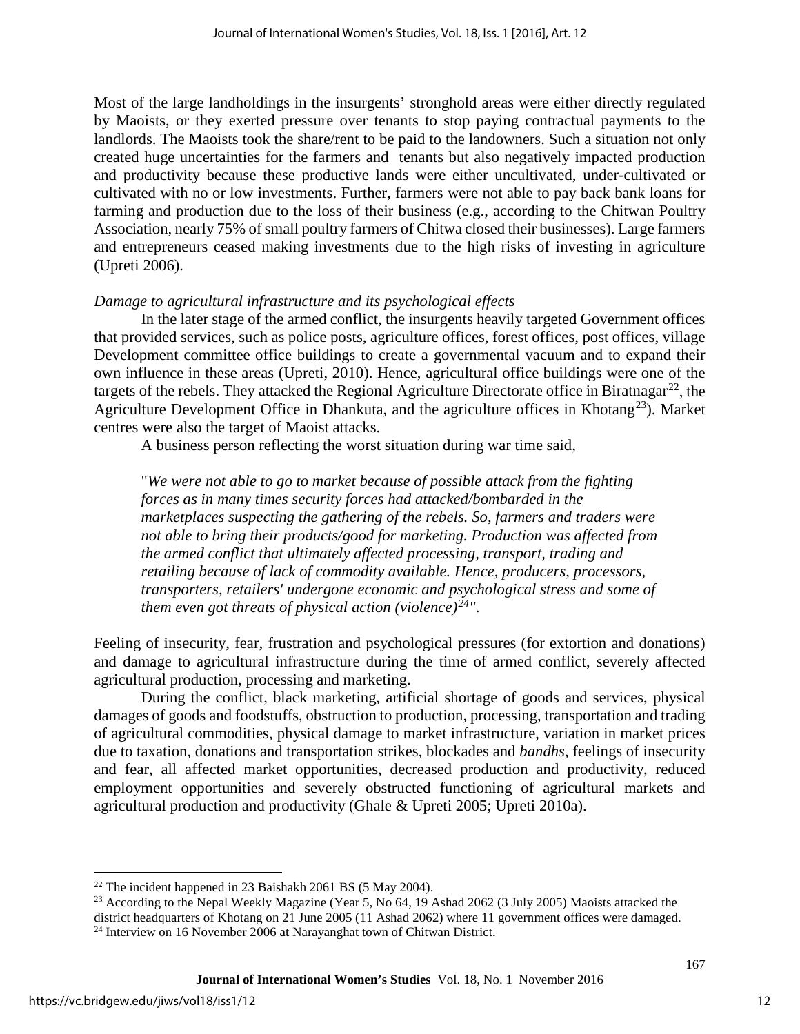Most of the large landholdings in the insurgents' stronghold areas were either directly regulated by Maoists, or they exerted pressure over tenants to stop paying contractual payments to the landlords. The Maoists took the share/rent to be paid to the landowners. Such a situation not only created huge uncertainties for the farmers and tenants but also negatively impacted production and productivity because these productive lands were either uncultivated, under-cultivated or cultivated with no or low investments. Further, farmers were not able to pay back bank loans for farming and production due to the loss of their business (e.g., according to the Chitwan Poultry Association, nearly 75% of small poultry farmers of Chitwa closed their businesses). Large farmers and entrepreneurs ceased making investments due to the high risks of investing in agriculture (Upreti 2006).

*Damage to agricultural infrastructure and its psychological effects*

In the later stage of the armed conflict, the insurgents heavily targeted Government offices that provided services, such as police posts, agriculture offices, forest offices, post offices, village Development committee office buildings to create a governmental vacuum and to expand their own influence in these areas (Upreti, 2010). Hence, agricultural office buildings were one of the targets of the rebels. They attacked the Regional Agriculture Directorate office in Biratnagar[22], the Agriculture Development Office in Dhankuta, and the agriculture offices in Khotang[23]). Market centres were also the target of Maoist attacks.

A business person reflecting the worst situation during war time said,

> "*We were not able to go to market because of possible attack from the fighting forces as in many times security forces had attacked/bombarded in the marketplaces suspecting the gathering of the rebels. So, farmers and traders were not able to bring their products/good for marketing. Production was affected from the armed conflict that ultimately affected processing, transport, trading and retailing because of lack of commodity available. Hence, producers, processors, transporters, retailers' undergone economic and psychological stress and some of them even got threats of physical action (violence)*[24]".

Feeling of insecurity, fear, frustration and psychological pressures (for extortion and donations) and damage to agricultural infrastructure during the time of armed conflict, severely affected agricultural production, processing and marketing.

During the conflict, black marketing, artificial shortage of goods and services, physical damages of goods and foodstuffs, obstruction to production, processing, transportation and trading of agricultural commodities, physical damage to market infrastructure, variation in market prices due to taxation, donations and transportation strikes, blockades and *bandhs*, feelings of insecurity and fear, all affected market opportunities, decreased production and productivity, reduced employment opportunities and severely obstructed functioning of agricultural markets and agricultural production and productivity (Ghale & Upreti 2005; Upreti 2010a).

---

[22] The incident happened in 23 Baishakh 2061 BS (5 May 2004).

[23] According to the Nepal Weekly Magazine (Year 5, No 64, 19 Ashad 2062 (3 July 2005) Maoists attacked the district headquarters of Khotang on 21 June 2005 (11 Ashad 2062) where 11 government offices were damaged.

[24] Interview on 16 November 2006 at Narayanghat town of Chitwan District.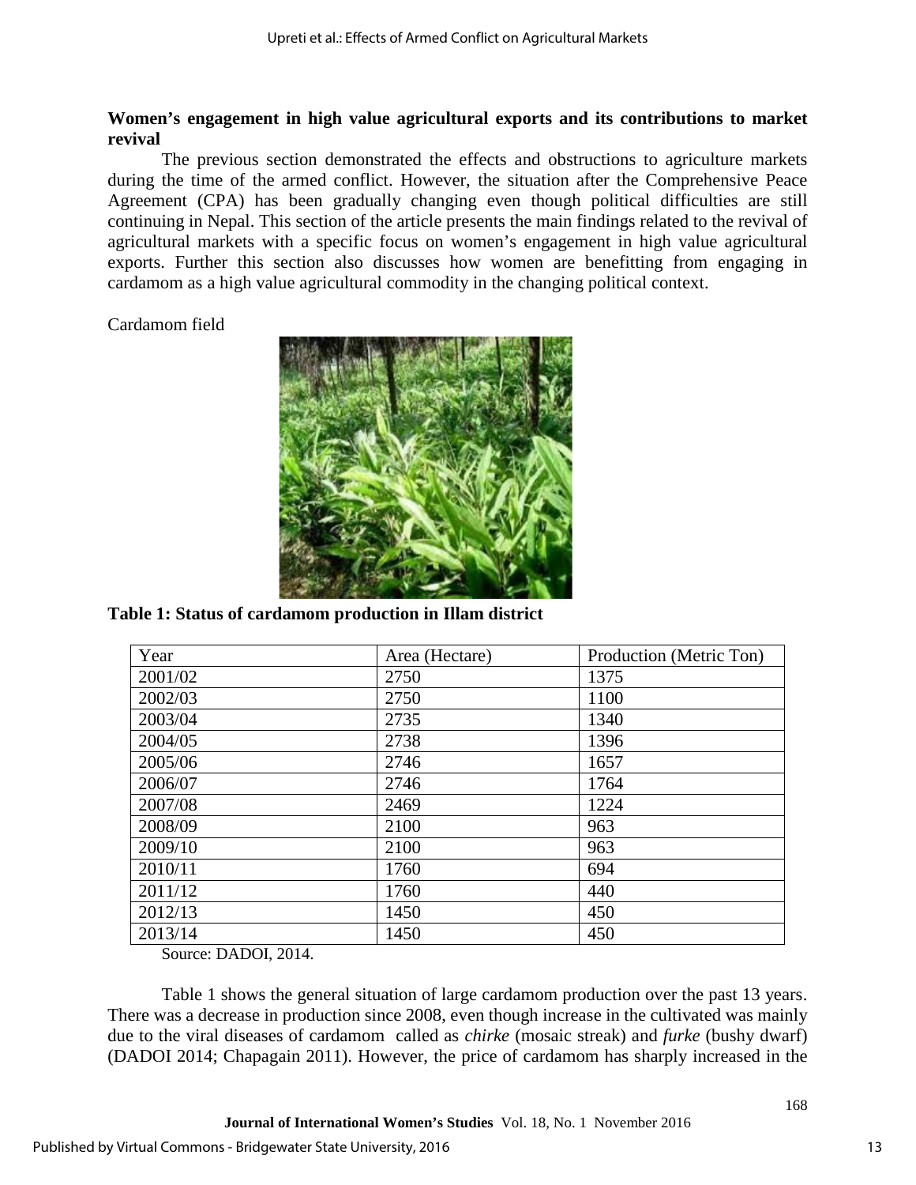**Women's engagement in high value agricultural exports and its contributions to market revival**

The previous section demonstrated the effects and obstructions to agriculture markets during the time of the armed conflict. However, the situation after the Comprehensive Peace Agreement (CPA) has been gradually changing even though political difficulties are still continuing in Nepal. This section of the article presents the main findings related to the revival of agricultural markets with a specific focus on women's engagement in high value agricultural exports. Further this section also discusses how women are benefitting from engaging in cardamom as a high value agricultural commodity in the changing political context.

Cardamom field

**Table 1: Status of cardamom production in Illam district**

| Year | Area (Hectare) | Production (Metric Ton) |
|---|---|---|
| 2001/02 | 2750 | 1375 |
| 2002/03 | 2750 | 1100 |
| 2003/04 | 2735 | 1340 |
| 2004/05 | 2738 | 1396 |
| 2005/06 | 2746 | 1657 |
| 2006/07 | 2746 | 1764 |
| 2007/08 | 2469 | 1224 |
| 2008/09 | 2100 | 963 |
| 2009/10 | 2100 | 963 |
| 2010/11 | 1760 | 694 |
| 2011/12 | 1760 | 440 |
| 2012/13 | 1450 | 450 |
| 2013/14 | 1450 | 450 |

Source: DADOI, 2014.

Table 1 shows the general situation of large cardamom production over the past 13 years. There was a decrease in production since 2008, even though increase in the cultivated was mainly due to the viral diseases of cardamom called as *chirke* (mosaic streak) and *furke* (bushy dwarf) (DADOI 2014; Chapagain 2011). However, the price of cardamom has sharply increased in the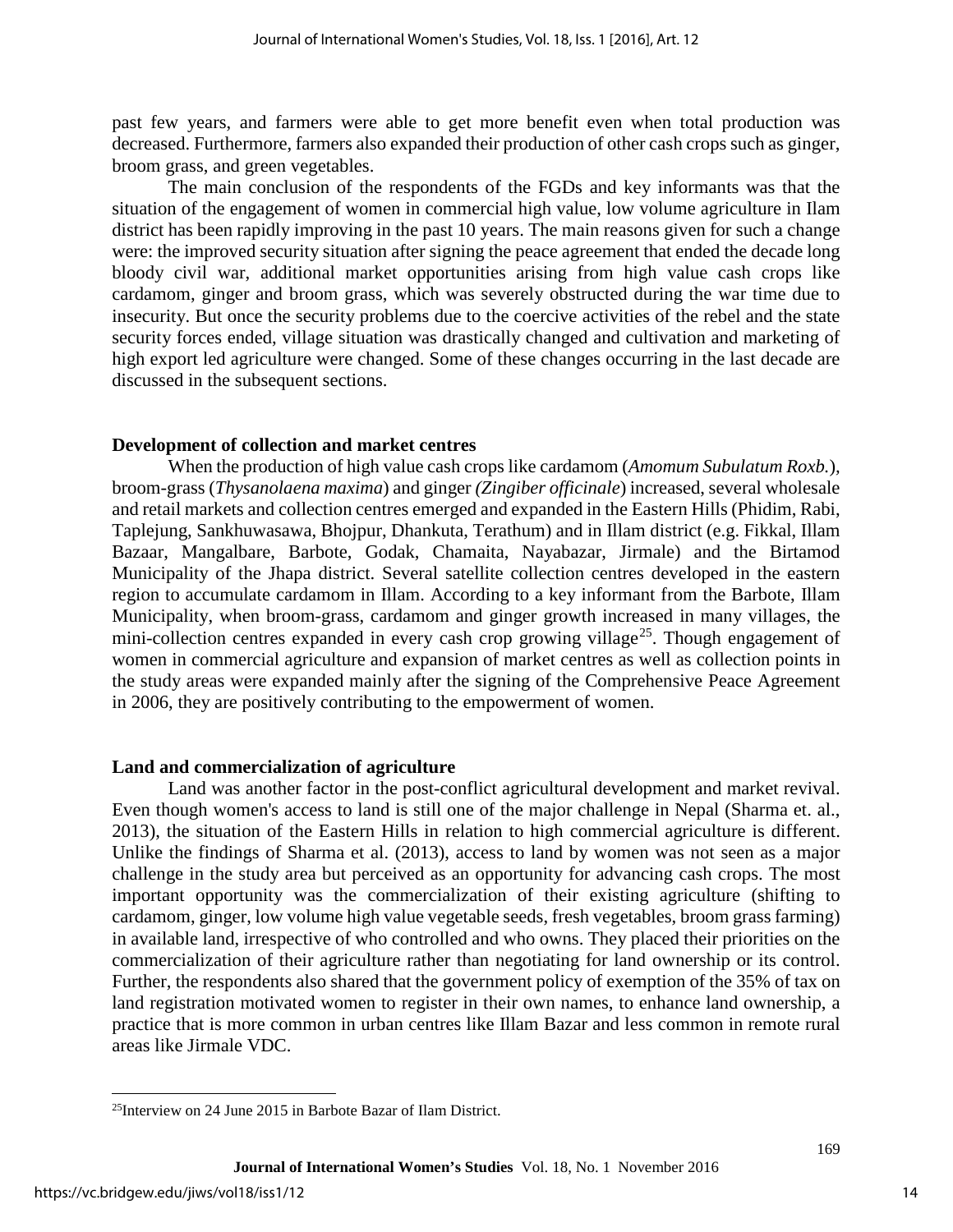past few years, and farmers were able to get more benefit even when total production was decreased. Furthermore, farmers also expanded their production of other cash crops such as ginger, broom grass, and green vegetables.

The main conclusion of the respondents of the FGDs and key informants was that the situation of the engagement of women in commercial high value, low volume agriculture in Ilam district has been rapidly improving in the past 10 years. The main reasons given for such a change were: the improved security situation after signing the peace agreement that ended the decade long bloody civil war, additional market opportunities arising from high value cash crops like cardamom, ginger and broom grass, which was severely obstructed during the war time due to insecurity. But once the security problems due to the coercive activities of the rebel and the state security forces ended, village situation was drastically changed and cultivation and marketing of high export led agriculture were changed. Some of these changes occurring in the last decade are discussed in the subsequent sections.

**Development of collection and market centres**

When the production of high value cash crops like cardamom (*Amomum Subulatum Roxb.*), broom-grass (*Thysanolaena maxima*) and ginger *(Zingiber officinale*) increased, several wholesale and retail markets and collection centres emerged and expanded in the Eastern Hills (Phidim, Rabi, Taplejung, Sankhuwasawa, Bhojpur, Dhankuta, Terathum) and in Illam district (e.g. Fikkal, Illam Bazaar, Mangalbare, Barbote, Godak, Chamaita, Nayabazar, Jirmale) and the Birtamod Municipality of the Jhapa district. Several satellite collection centres developed in the eastern region to accumulate cardamom in Illam. According to a key informant from the Barbote, Illam Municipality, when broom-grass, cardamom and ginger growth increased in many villages, the mini-collection centres expanded in every cash crop growing village[25]. Though engagement of women in commercial agriculture and expansion of market centres as well as collection points in the study areas were expanded mainly after the signing of the Comprehensive Peace Agreement in 2006, they are positively contributing to the empowerment of women.

**Land and commercialization of agriculture**

Land was another factor in the post-conflict agricultural development and market revival. Even though women's access to land is still one of the major challenge in Nepal (Sharma et. al., 2013), the situation of the Eastern Hills in relation to high commercial agriculture is different. Unlike the findings of Sharma et al. (2013), access to land by women was not seen as a major challenge in the study area but perceived as an opportunity for advancing cash crops. The most important opportunity was the commercialization of their existing agriculture (shifting to cardamom, ginger, low volume high value vegetable seeds, fresh vegetables, broom grass farming) in available land, irrespective of who controlled and who owns. They placed their priorities on the commercialization of their agriculture rather than negotiating for land ownership or its control. Further, the respondents also shared that the government policy of exemption of the 35% of tax on land registration motivated women to register in their own names, to enhance land ownership, a practice that is more common in urban centres like Illam Bazar and less common in remote rural areas like Jirmale VDC.

[25]Interview on 24 June 2015 in Barbote Bazar of Ilam District.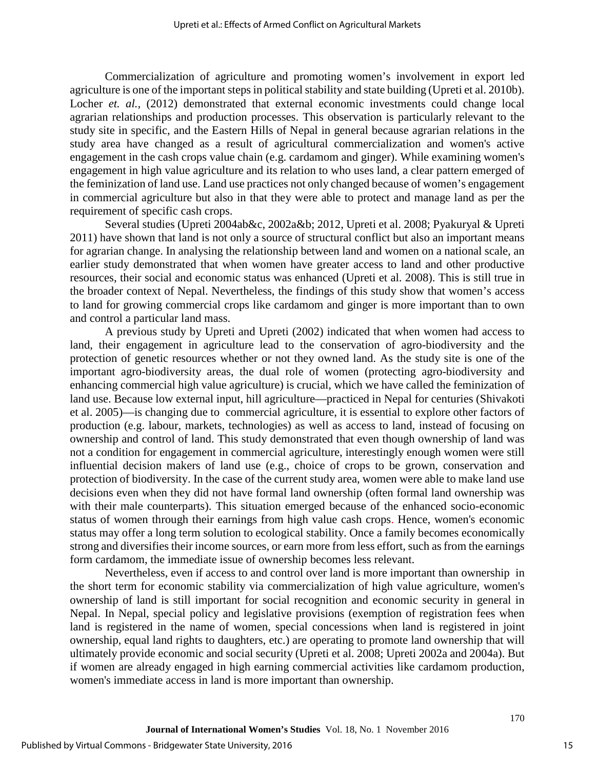Commercialization of agriculture and promoting women's involvement in export led agriculture is one of the important steps in political stability and state building (Upreti et al. 2010b). Locher *et. al.*, (2012) demonstrated that external economic investments could change local agrarian relationships and production processes. This observation is particularly relevant to the study site in specific, and the Eastern Hills of Nepal in general because agrarian relations in the study area have changed as a result of agricultural commercialization and women's active engagement in the cash crops value chain (e.g. cardamom and ginger). While examining women's engagement in high value agriculture and its relation to who uses land, a clear pattern emerged of the feminization of land use. Land use practices not only changed because of women's engagement in commercial agriculture but also in that they were able to protect and manage land as per the requirement of specific cash crops.

Several studies (Upreti 2004ab&c, 2002a&b; 2012, Upreti et al. 2008; Pyakuryal & Upreti 2011) have shown that land is not only a source of structural conflict but also an important means for agrarian change. In analysing the relationship between land and women on a national scale, an earlier study demonstrated that when women have greater access to land and other productive resources, their social and economic status was enhanced (Upreti et al. 2008). This is still true in the broader context of Nepal. Nevertheless, the findings of this study show that women's access to land for growing commercial crops like cardamom and ginger is more important than to own and control a particular land mass.

A previous study by Upreti and Upreti (2002) indicated that when women had access to land, their engagement in agriculture lead to the conservation of agro-biodiversity and the protection of genetic resources whether or not they owned land. As the study site is one of the important agro-biodiversity areas, the dual role of women (protecting agro-biodiversity and enhancing commercial high value agriculture) is crucial, which we have called the feminization of land use. Because low external input, hill agriculture—practiced in Nepal for centuries (Shivakoti et al. 2005)—is changing due to commercial agriculture, it is essential to explore other factors of production (e.g. labour, markets, technologies) as well as access to land, instead of focusing on ownership and control of land. This study demonstrated that even though ownership of land was not a condition for engagement in commercial agriculture, interestingly enough women were still influential decision makers of land use (e.g., choice of crops to be grown, conservation and protection of biodiversity. In the case of the current study area, women were able to make land use decisions even when they did not have formal land ownership (often formal land ownership was with their male counterparts). This situation emerged because of the enhanced socio-economic status of women through their earnings from high value cash crops. Hence, women's economic status may offer a long term solution to ecological stability. Once a family becomes economically strong and diversifies their income sources, or earn more from less effort, such as from the earnings form cardamom, the immediate issue of ownership becomes less relevant.

Nevertheless, even if access to and control over land is more important than ownership in the short term for economic stability via commercialization of high value agriculture, women's ownership of land is still important for social recognition and economic security in general in Nepal. In Nepal, special policy and legislative provisions (exemption of registration fees when land is registered in the name of women, special concessions when land is registered in joint ownership, equal land rights to daughters, etc.) are operating to promote land ownership that will ultimately provide economic and social security (Upreti et al. 2008; Upreti 2002a and 2004a). But if women are already engaged in high earning commercial activities like cardamom production, women's immediate access in land is more important than ownership.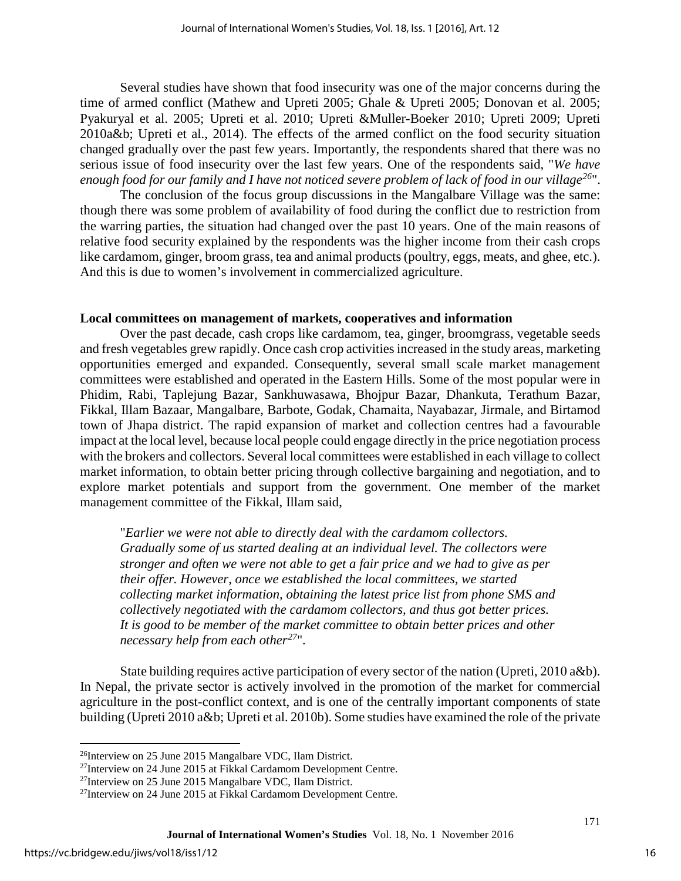Several studies have shown that food insecurity was one of the major concerns during the time of armed conflict (Mathew and Upreti 2005; Ghale & Upreti 2005; Donovan et al. 2005; Pyakuryal et al. 2005; Upreti et al. 2010; Upreti &Muller-Boeker 2010; Upreti 2009; Upreti 2010a&b; Upreti et al., 2014). The effects of the armed conflict on the food security situation changed gradually over the past few years. Importantly, the respondents shared that there was no serious issue of food insecurity over the last few years. One of the respondents said, "*We have enough food for our family and I have not noticed severe problem of lack of food in our village*[26]".

The conclusion of the focus group discussions in the Mangalbare Village was the same: though there was some problem of availability of food during the conflict due to restriction from the warring parties, the situation had changed over the past 10 years. One of the main reasons of relative food security explained by the respondents was the higher income from their cash crops like cardamom, ginger, broom grass, tea and animal products (poultry, eggs, meats, and ghee, etc.). And this is due to women's involvement in commercialized agriculture.

**Local committees on management of markets, cooperatives and information**

Over the past decade, cash crops like cardamom, tea, ginger, broomgrass, vegetable seeds and fresh vegetables grew rapidly. Once cash crop activities increased in the study areas, marketing opportunities emerged and expanded. Consequently, several small scale market management committees were established and operated in the Eastern Hills. Some of the most popular were in Phidim, Rabi, Taplejung Bazar, Sankhuwasawa, Bhojpur Bazar, Dhankuta, Terathum Bazar, Fikkal, Illam Bazaar, Mangalbare, Barbote, Godak, Chamaita, Nayabazar, Jirmale, and Birtamod town of Jhapa district. The rapid expansion of market and collection centres had a favourable impact at the local level, because local people could engage directly in the price negotiation process with the brokers and collectors. Several local committees were established in each village to collect market information, to obtain better pricing through collective bargaining and negotiation, and to explore market potentials and support from the government. One member of the market management committee of the Fikkal, Illam said,

> "*Earlier we were not able to directly deal with the cardamom collectors. Gradually some of us started dealing at an individual level. The collectors were stronger and often we were not able to get a fair price and we had to give as per their offer. However, once we established the local committees, we started collecting market information, obtaining the latest price list from phone SMS and collectively negotiated with the cardamom collectors, and thus got better prices. It is good to be member of the market committee to obtain better prices and other necessary help from each other*[27]".

State building requires active participation of every sector of the nation (Upreti, 2010 a&b). In Nepal, the private sector is actively involved in the promotion of the market for commercial agriculture in the post-conflict context, and is one of the centrally important components of state building (Upreti 2010 a&b; Upreti et al. 2010b). Some studies have examined the role of the private

---

[26]Interview on 25 June 2015 Mangalbare VDC, Ilam District.

[27]Interview on 24 June 2015 at Fikkal Cardamom Development Centre.

[27]Interview on 25 June 2015 Mangalbare VDC, Ilam District.

[27]Interview on 24 June 2015 at Fikkal Cardamom Development Centre.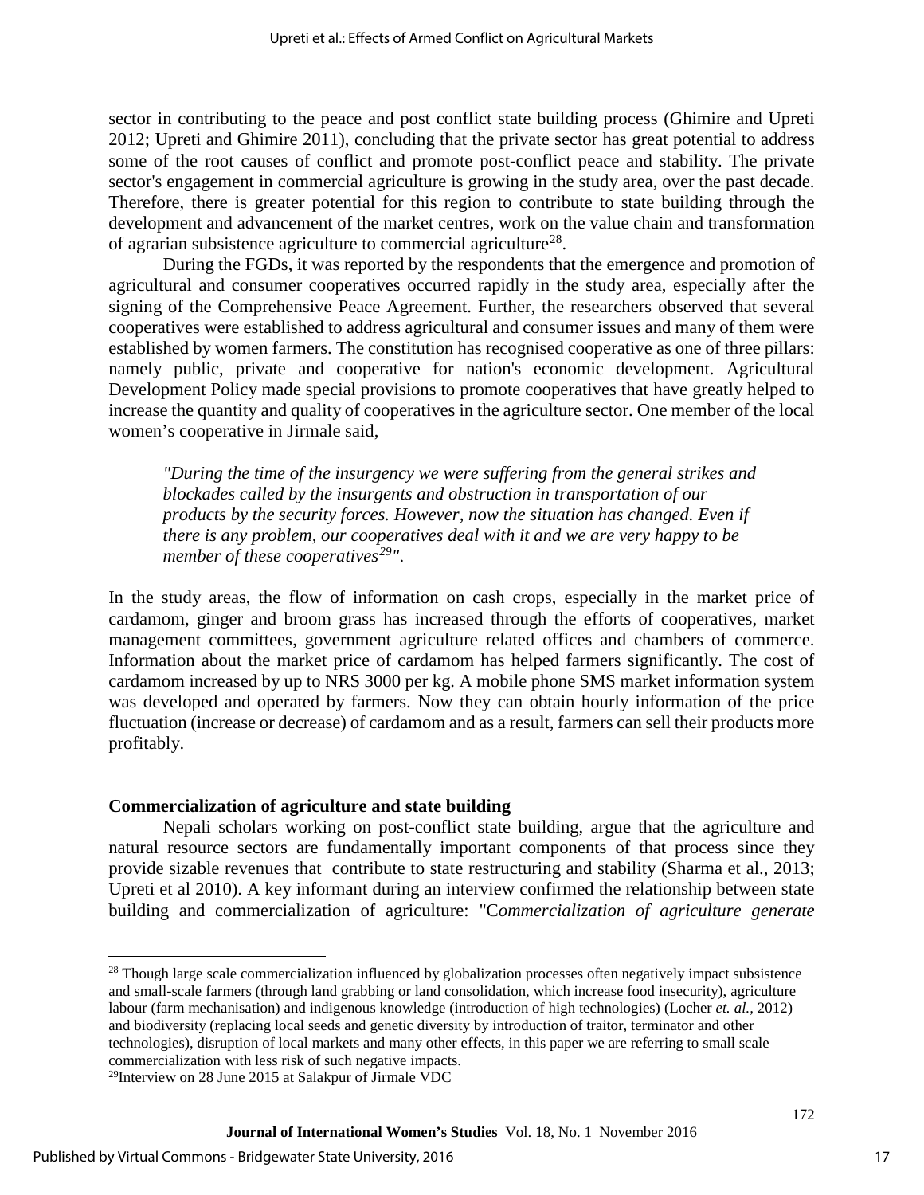sector in contributing to the peace and post conflict state building process (Ghimire and Upreti 2012; Upreti and Ghimire 2011), concluding that the private sector has great potential to address some of the root causes of conflict and promote post-conflict peace and stability. The private sector's engagement in commercial agriculture is growing in the study area, over the past decade. Therefore, there is greater potential for this region to contribute to state building through the development and advancement of the market centres, work on the value chain and transformation of agrarian subsistence agriculture to commercial agriculture[28].

During the FGDs, it was reported by the respondents that the emergence and promotion of agricultural and consumer cooperatives occurred rapidly in the study area, especially after the signing of the Comprehensive Peace Agreement. Further, the researchers observed that several cooperatives were established to address agricultural and consumer issues and many of them were established by women farmers. The constitution has recognised cooperative as one of three pillars: namely public, private and cooperative for nation's economic development. Agricultural Development Policy made special provisions to promote cooperatives that have greatly helped to increase the quantity and quality of cooperatives in the agriculture sector. One member of the local women's cooperative in Jirmale said,

> *"During the time of the insurgency we were suffering from the general strikes and blockades called by the insurgents and obstruction in transportation of our products by the security forces. However, now the situation has changed. Even if there is any problem, our cooperatives deal with it and we are very happy to be member of these cooperatives[29]".*

In the study areas, the flow of information on cash crops, especially in the market price of cardamom, ginger and broom grass has increased through the efforts of cooperatives, market management committees, government agriculture related offices and chambers of commerce. Information about the market price of cardamom has helped farmers significantly. The cost of cardamom increased by up to NRS 3000 per kg. A mobile phone SMS market information system was developed and operated by farmers. Now they can obtain hourly information of the price fluctuation (increase or decrease) of cardamom and as a result, farmers can sell their products more profitably.

### Commercialization of agriculture and state building

Nepali scholars working on post-conflict state building, argue that the agriculture and natural resource sectors are fundamentally important components of that process since they provide sizable revenues that contribute to state restructuring and stability (Sharma et al., 2013; Upreti et al 2010). A key informant during an interview confirmed the relationship between state building and commercialization of agriculture: "*Commercialization of agriculture generate*

---

[28] Though large scale commercialization influenced by globalization processes often negatively impact subsistence and small-scale farmers (through land grabbing or land consolidation, which increase food insecurity), agriculture labour (farm mechanisation) and indigenous knowledge (introduction of high technologies) (Locher *et. al.*, 2012) and biodiversity (replacing local seeds and genetic diversity by introduction of traitor, terminator and other technologies), disruption of local markets and many other effects, in this paper we are referring to small scale commercialization with less risk of such negative impacts.

[29] Interview on 28 June 2015 at Salakpur of Jirmale VDC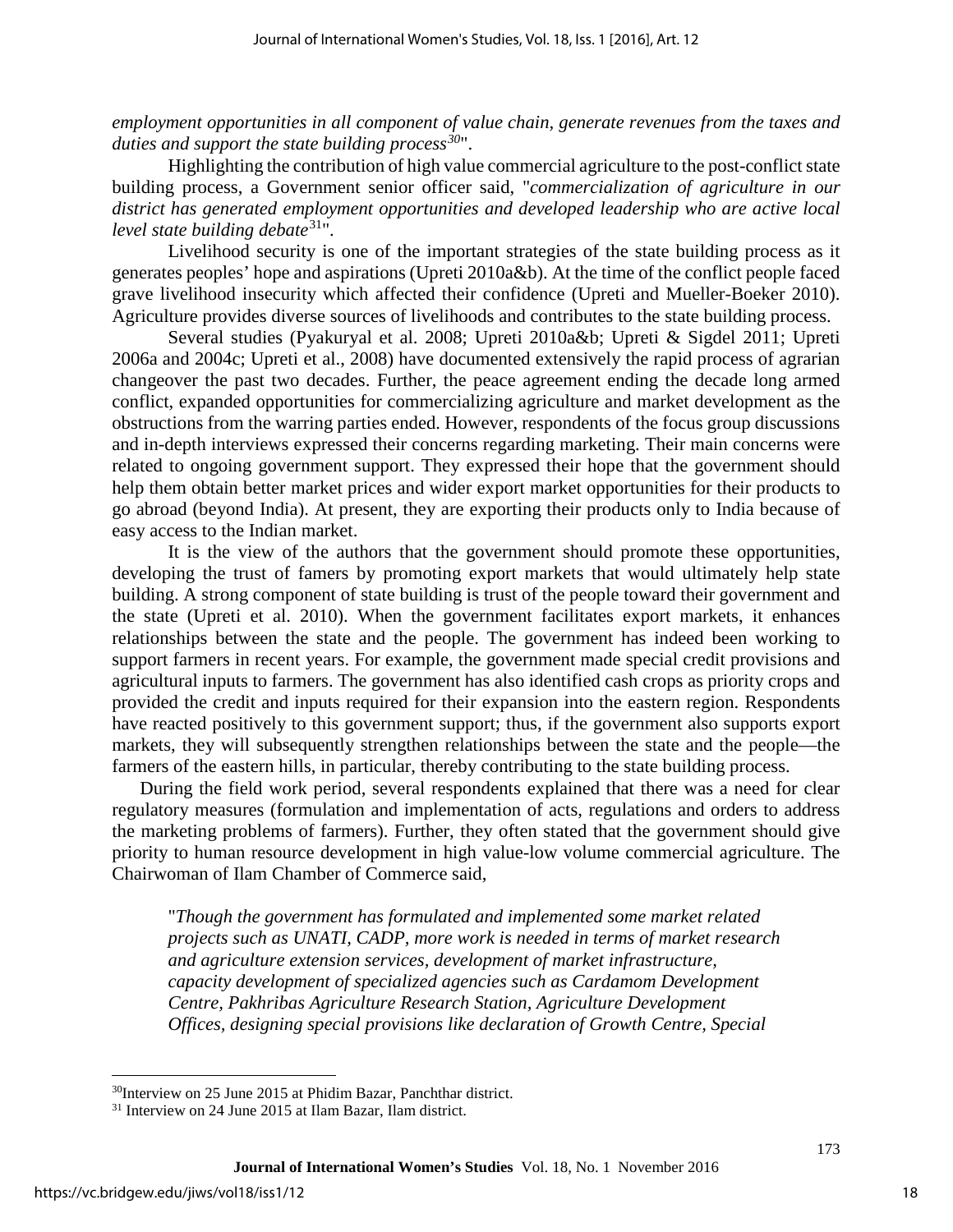*employment opportunities in all component of value chain, generate revenues from the taxes and duties and support the state building process*[30]".

Highlighting the contribution of high value commercial agriculture to the post-conflict state building process, a Government senior officer said, "*commercialization of agriculture in our district has generated employment opportunities and developed leadership who are active local level state building debate*[31]".

Livelihood security is one of the important strategies of the state building process as it generates peoples' hope and aspirations (Upreti 2010a&b). At the time of the conflict people faced grave livelihood insecurity which affected their confidence (Upreti and Mueller-Boeker 2010). Agriculture provides diverse sources of livelihoods and contributes to the state building process.

Several studies (Pyakuryal et al. 2008; Upreti 2010a&b; Upreti & Sigdel 2011; Upreti 2006a and 2004c; Upreti et al., 2008) have documented extensively the rapid process of agrarian changeover the past two decades. Further, the peace agreement ending the decade long armed conflict, expanded opportunities for commercializing agriculture and market development as the obstructions from the warring parties ended. However, respondents of the focus group discussions and in-depth interviews expressed their concerns regarding marketing. Their main concerns were related to ongoing government support. They expressed their hope that the government should help them obtain better market prices and wider export market opportunities for their products to go abroad (beyond India). At present, they are exporting their products only to India because of easy access to the Indian market.

It is the view of the authors that the government should promote these opportunities, developing the trust of famers by promoting export markets that would ultimately help state building. A strong component of state building is trust of the people toward their government and the state (Upreti et al. 2010). When the government facilitates export markets, it enhances relationships between the state and the people. The government has indeed been working to support farmers in recent years. For example, the government made special credit provisions and agricultural inputs to farmers. The government has also identified cash crops as priority crops and provided the credit and inputs required for their expansion into the eastern region. Respondents have reacted positively to this government support; thus, if the government also supports export markets, they will subsequently strengthen relationships between the state and the people—the farmers of the eastern hills, in particular, thereby contributing to the state building process.

During the field work period, several respondents explained that there was a need for clear regulatory measures (formulation and implementation of acts, regulations and orders to address the marketing problems of farmers). Further, they often stated that the government should give priority to human resource development in high value-low volume commercial agriculture. The Chairwoman of Ilam Chamber of Commerce said,

> "*Though the government has formulated and implemented some market related projects such as UNATI, CADP, more work is needed in terms of market research and agriculture extension services, development of market infrastructure, capacity development of specialized agencies such as Cardamom Development Centre, Pakhribas Agriculture Research Station, Agriculture Development Offices, designing special provisions like declaration of Growth Centre, Special*

---

[30] Interview on 25 June 2015 at Phidim Bazar, Panchthar district.

[31] Interview on 24 June 2015 at Ilam Bazar, Ilam district.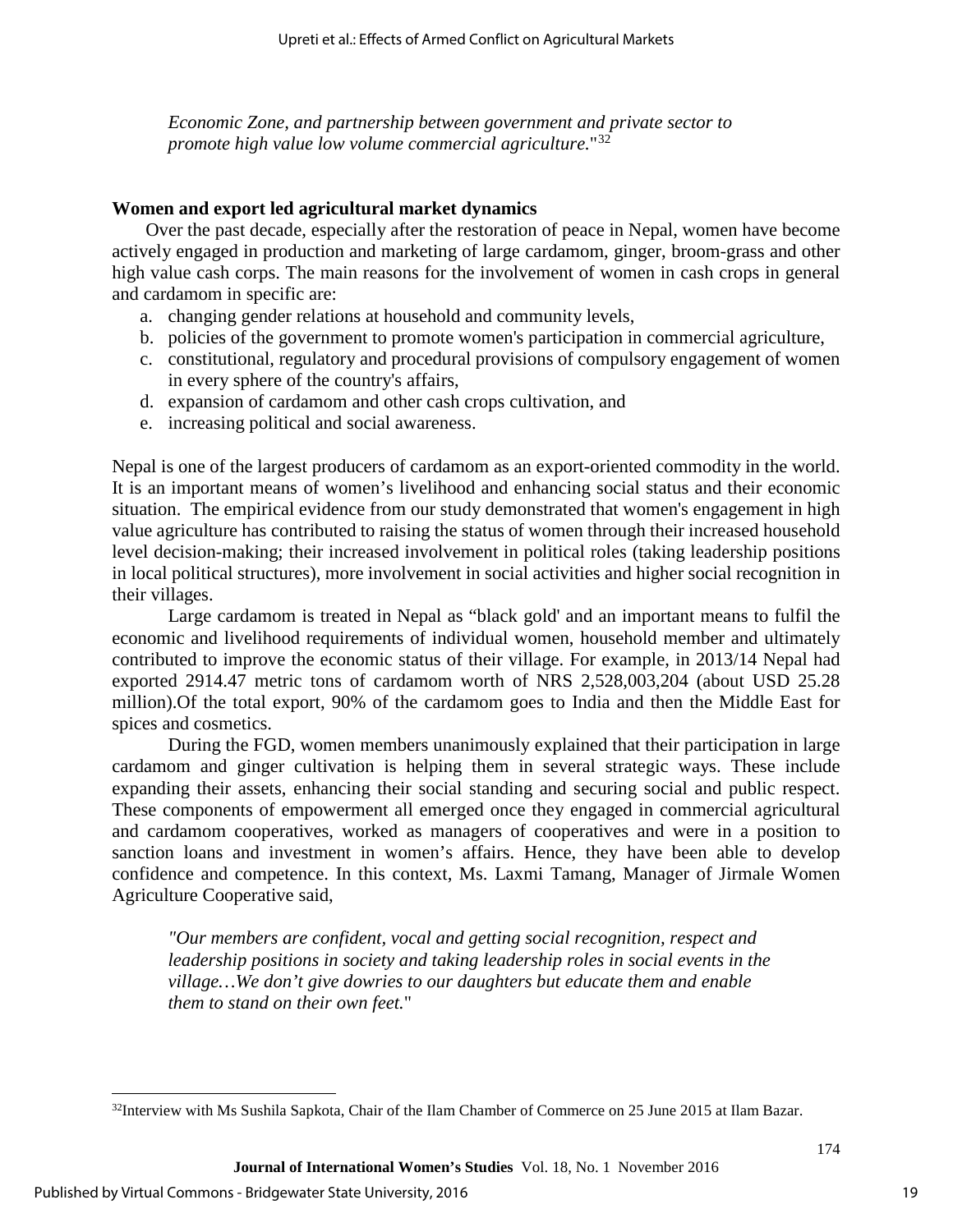*Economic Zone, and partnership between government and private sector to promote high value low volume commercial agriculture.*"[32]

**Women and export led agricultural market dynamics**

Over the past decade, especially after the restoration of peace in Nepal, women have become actively engaged in production and marketing of large cardamom, ginger, broom-grass and other high value cash corps. The main reasons for the involvement of women in cash crops in general and cardamom in specific are:

a. changing gender relations at household and community levels,
b. policies of the government to promote women's participation in commercial agriculture,
c. constitutional, regulatory and procedural provisions of compulsory engagement of women in every sphere of the country's affairs,
d. expansion of cardamom and other cash crops cultivation, and
e. increasing political and social awareness.

Nepal is one of the largest producers of cardamom as an export-oriented commodity in the world. It is an important means of women's livelihood and enhancing social status and their economic situation. The empirical evidence from our study demonstrated that women's engagement in high value agriculture has contributed to raising the status of women through their increased household level decision-making; their increased involvement in political roles (taking leadership positions in local political structures), more involvement in social activities and higher social recognition in their villages.

Large cardamom is treated in Nepal as "black gold' and an important means to fulfil the economic and livelihood requirements of individual women, household member and ultimately contributed to improve the economic status of their village. For example, in 2013/14 Nepal had exported 2914.47 metric tons of cardamom worth of NRS 2,528,003,204 (about USD 25.28 million).Of the total export, 90% of the cardamom goes to India and then the Middle East for spices and cosmetics.

During the FGD, women members unanimously explained that their participation in large cardamom and ginger cultivation is helping them in several strategic ways. These include expanding their assets, enhancing their social standing and securing social and public respect. These components of empowerment all emerged once they engaged in commercial agricultural and cardamom cooperatives, worked as managers of cooperatives and were in a position to sanction loans and investment in women's affairs. Hence, they have been able to develop confidence and competence. In this context, Ms. Laxmi Tamang, Manager of Jirmale Women Agriculture Cooperative said,

*"Our members are confident, vocal and getting social recognition, respect and leadership positions in society and taking leadership roles in social events in the village…We don't give dowries to our daughters but educate them and enable them to stand on their own feet.*"

[32] Interview with Ms Sushila Sapkota, Chair of the Ilam Chamber of Commerce on 25 June 2015 at Ilam Bazar.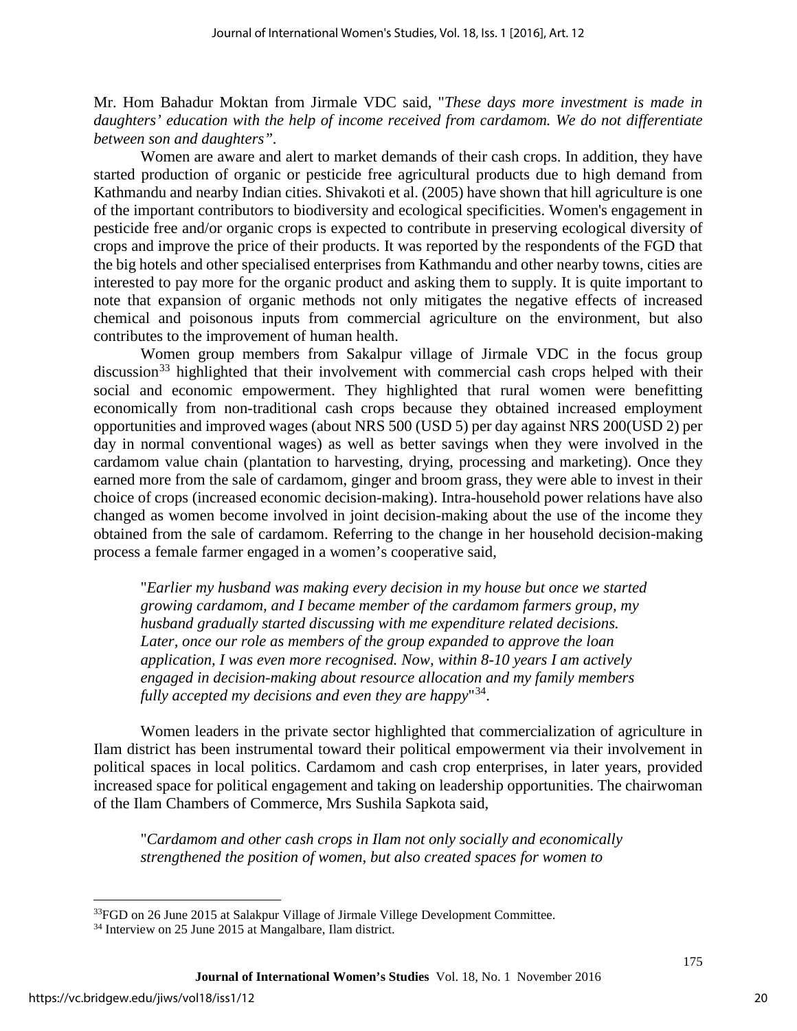Mr. Hom Bahadur Moktan from Jirmale VDC said, "*These days more investment is made in daughters' education with the help of income received from cardamom. We do not differentiate between son and daughters"*.

Women are aware and alert to market demands of their cash crops. In addition, they have started production of organic or pesticide free agricultural products due to high demand from Kathmandu and nearby Indian cities. Shivakoti et al. (2005) have shown that hill agriculture is one of the important contributors to biodiversity and ecological specificities. Women's engagement in pesticide free and/or organic crops is expected to contribute in preserving ecological diversity of crops and improve the price of their products. It was reported by the respondents of the FGD that the big hotels and other specialised enterprises from Kathmandu and other nearby towns, cities are interested to pay more for the organic product and asking them to supply. It is quite important to note that expansion of organic methods not only mitigates the negative effects of increased chemical and poisonous inputs from commercial agriculture on the environment, but also contributes to the improvement of human health.

Women group members from Sakalpur village of Jirmale VDC in the focus group discussion[33] highlighted that their involvement with commercial cash crops helped with their social and economic empowerment. They highlighted that rural women were benefitting economically from non-traditional cash crops because they obtained increased employment opportunities and improved wages (about NRS 500 (USD 5) per day against NRS 200(USD 2) per day in normal conventional wages) as well as better savings when they were involved in the cardamom value chain (plantation to harvesting, drying, processing and marketing). Once they earned more from the sale of cardamom, ginger and broom grass, they were able to invest in their choice of crops (increased economic decision-making). Intra-household power relations have also changed as women become involved in joint decision-making about the use of the income they obtained from the sale of cardamom. Referring to the change in her household decision-making process a female farmer engaged in a women's cooperative said,

> "*Earlier my husband was making every decision in my house but once we started growing cardamom, and I became member of the cardamom farmers group, my husband gradually started discussing with me expenditure related decisions. Later, once our role as members of the group expanded to approve the loan application, I was even more recognised. Now, within 8-10 years I am actively engaged in decision-making about resource allocation and my family members fully accepted my decisions and even they are happy*"[34].

Women leaders in the private sector highlighted that commercialization of agriculture in Ilam district has been instrumental toward their political empowerment via their involvement in political spaces in local politics. Cardamom and cash crop enterprises, in later years, provided increased space for political engagement and taking on leadership opportunities. The chairwoman of the Ilam Chambers of Commerce, Mrs Sushila Sapkota said,

> "*Cardamom and other cash crops in Ilam not only socially and economically strengthened the position of women, but also created spaces for women to*

---

[33] FGD on 26 June 2015 at Salakpur Village of Jirmale Villege Development Committee.

[34] Interview on 25 June 2015 at Mangalbare, Ilam district.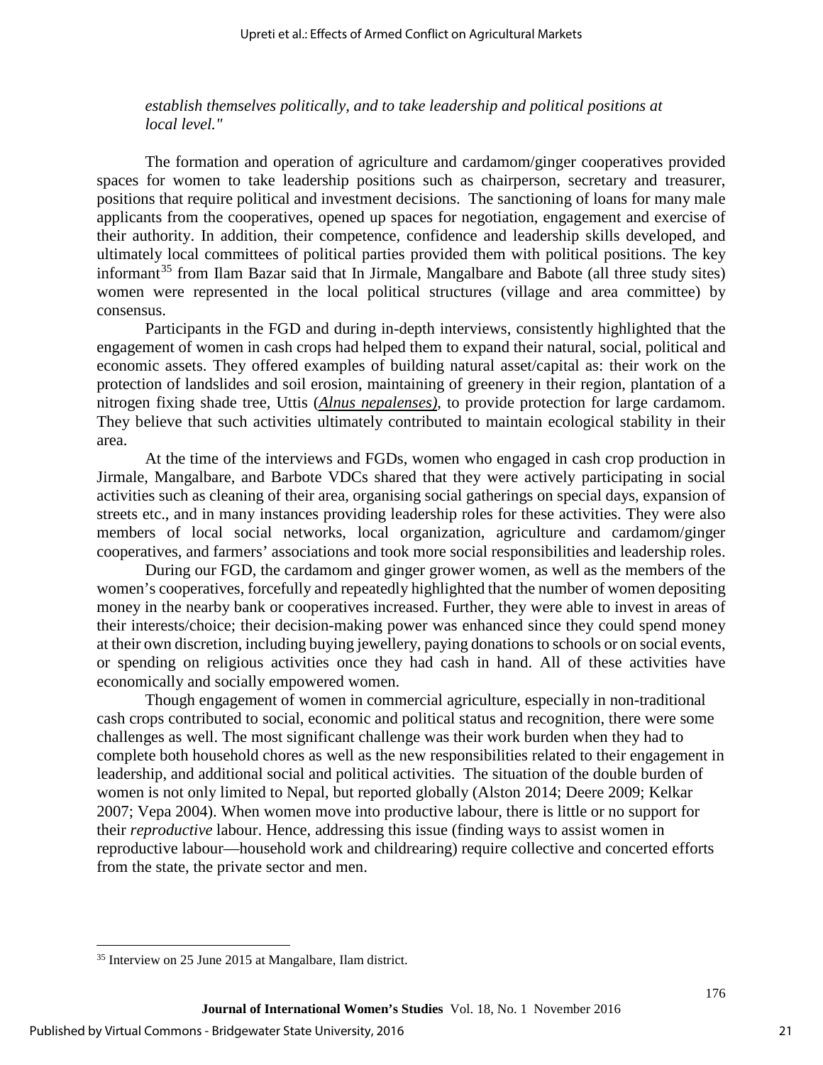*establish themselves politically, and to take leadership and political positions at local level."*

The formation and operation of agriculture and cardamom/ginger cooperatives provided spaces for women to take leadership positions such as chairperson, secretary and treasurer, positions that require political and investment decisions. The sanctioning of loans for many male applicants from the cooperatives, opened up spaces for negotiation, engagement and exercise of their authority. In addition, their competence, confidence and leadership skills developed, and ultimately local committees of political parties provided them with political positions. The key informant[35] from Ilam Bazar said that In Jirmale, Mangalbare and Babote (all three study sites) women were represented in the local political structures (village and area committee) by consensus.

Participants in the FGD and during in-depth interviews, consistently highlighted that the engagement of women in cash crops had helped them to expand their natural, social, political and economic assets. They offered examples of building natural asset/capital as: their work on the protection of landslides and soil erosion, maintaining of greenery in their region, plantation of a nitrogen fixing shade tree, Uttis (*Alnus nepalenses)*, to provide protection for large cardamom. They believe that such activities ultimately contributed to maintain ecological stability in their area.

At the time of the interviews and FGDs, women who engaged in cash crop production in Jirmale, Mangalbare, and Barbote VDCs shared that they were actively participating in social activities such as cleaning of their area, organising social gatherings on special days, expansion of streets etc., and in many instances providing leadership roles for these activities. They were also members of local social networks, local organization, agriculture and cardamom/ginger cooperatives, and farmers' associations and took more social responsibilities and leadership roles.

During our FGD, the cardamom and ginger grower women, as well as the members of the women's cooperatives, forcefully and repeatedly highlighted that the number of women depositing money in the nearby bank or cooperatives increased. Further, they were able to invest in areas of their interests/choice; their decision-making power was enhanced since they could spend money at their own discretion, including buying jewellery, paying donations to schools or on social events, or spending on religious activities once they had cash in hand. All of these activities have economically and socially empowered women.

Though engagement of women in commercial agriculture, especially in non-traditional cash crops contributed to social, economic and political status and recognition, there were some challenges as well. The most significant challenge was their work burden when they had to complete both household chores as well as the new responsibilities related to their engagement in leadership, and additional social and political activities. The situation of the double burden of women is not only limited to Nepal, but reported globally (Alston 2014; Deere 2009; Kelkar 2007; Vepa 2004). When women move into productive labour, there is little or no support for their *reproductive* labour. Hence, addressing this issue (finding ways to assist women in reproductive labour—household work and childrearing) require collective and concerted efforts from the state, the private sector and men.

[35] Interview on 25 June 2015 at Mangalbare, Ilam district.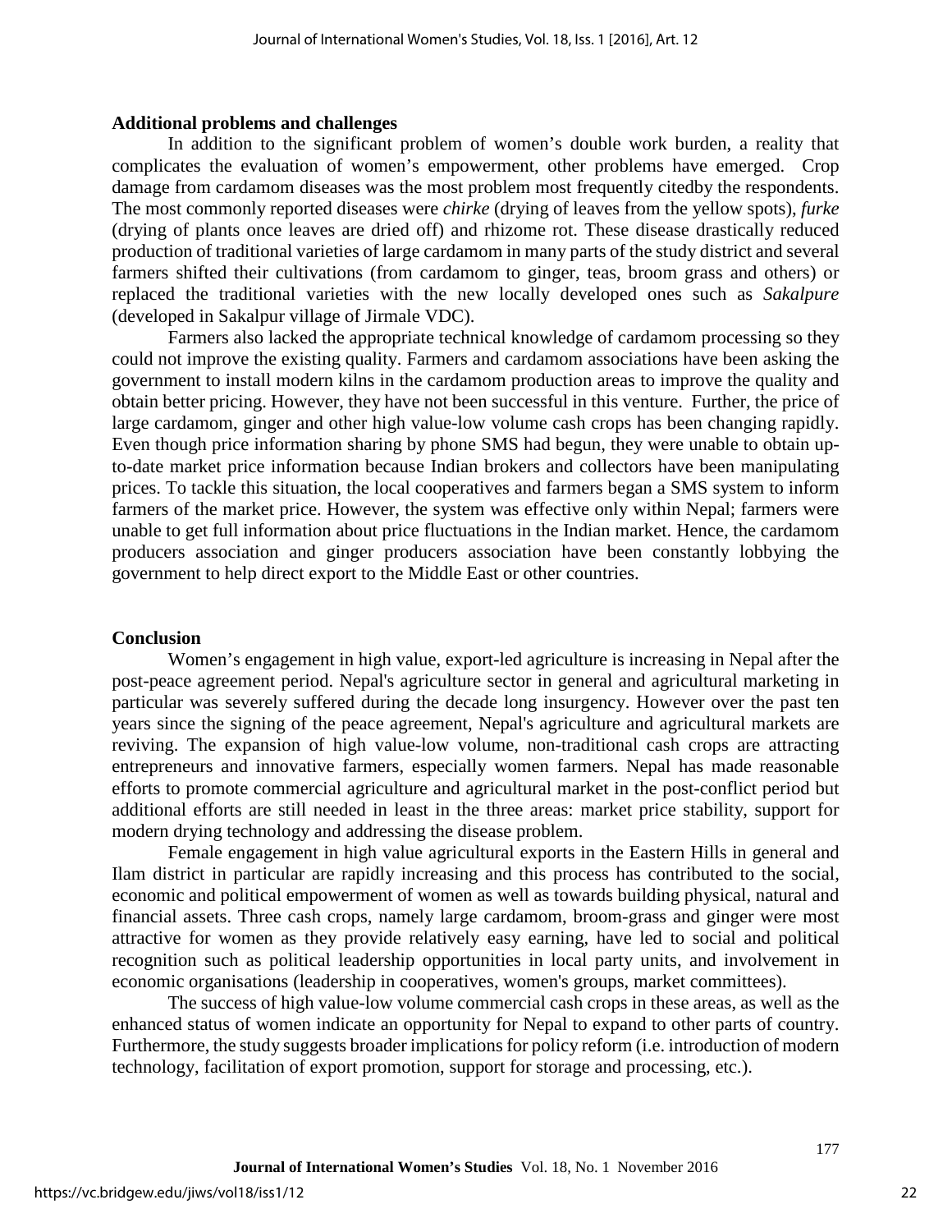## Additional problems and challenges

In addition to the significant problem of women's double work burden, a reality that complicates the evaluation of women's empowerment, other problems have emerged. Crop damage from cardamom diseases was the most problem most frequently citedby the respondents. The most commonly reported diseases were *chirke* (drying of leaves from the yellow spots), *furke* (drying of plants once leaves are dried off) and rhizome rot. These disease drastically reduced production of traditional varieties of large cardamom in many parts of the study district and several farmers shifted their cultivations (from cardamom to ginger, teas, broom grass and others) or replaced the traditional varieties with the new locally developed ones such as *Sakalpure* (developed in Sakalpur village of Jirmale VDC).

Farmers also lacked the appropriate technical knowledge of cardamom processing so they could not improve the existing quality. Farmers and cardamom associations have been asking the government to install modern kilns in the cardamom production areas to improve the quality and obtain better pricing. However, they have not been successful in this venture. Further, the price of large cardamom, ginger and other high value-low volume cash crops has been changing rapidly. Even though price information sharing by phone SMS had begun, they were unable to obtain up-to-date market price information because Indian brokers and collectors have been manipulating prices. To tackle this situation, the local cooperatives and farmers began a SMS system to inform farmers of the market price. However, the system was effective only within Nepal; farmers were unable to get full information about price fluctuations in the Indian market. Hence, the cardamom producers association and ginger producers association have been constantly lobbying the government to help direct export to the Middle East or other countries.

## Conclusion

Women's engagement in high value, export-led agriculture is increasing in Nepal after the post-peace agreement period. Nepal's agriculture sector in general and agricultural marketing in particular was severely suffered during the decade long insurgency. However over the past ten years since the signing of the peace agreement, Nepal's agriculture and agricultural markets are reviving. The expansion of high value-low volume, non-traditional cash crops are attracting entrepreneurs and innovative farmers, especially women farmers. Nepal has made reasonable efforts to promote commercial agriculture and agricultural market in the post-conflict period but additional efforts are still needed in least in the three areas: market price stability, support for modern drying technology and addressing the disease problem.

Female engagement in high value agricultural exports in the Eastern Hills in general and Ilam district in particular are rapidly increasing and this process has contributed to the social, economic and political empowerment of women as well as towards building physical, natural and financial assets. Three cash crops, namely large cardamom, broom-grass and ginger were most attractive for women as they provide relatively easy earning, have led to social and political recognition such as political leadership opportunities in local party units, and involvement in economic organisations (leadership in cooperatives, women's groups, market committees).

The success of high value-low volume commercial cash crops in these areas, as well as the enhanced status of women indicate an opportunity for Nepal to expand to other parts of country. Furthermore, the study suggests broader implications for policy reform (i.e. introduction of modern technology, facilitation of export promotion, support for storage and processing, etc.).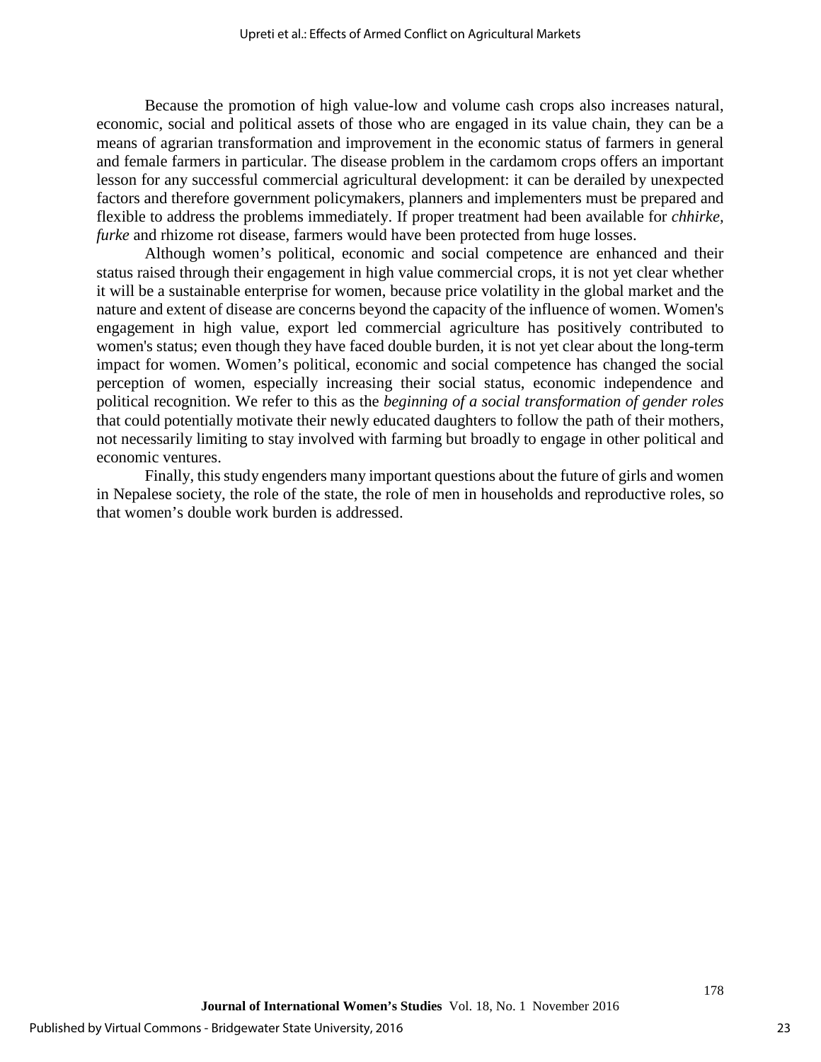Because the promotion of high value-low and volume cash crops also increases natural, economic, social and political assets of those who are engaged in its value chain, they can be a means of agrarian transformation and improvement in the economic status of farmers in general and female farmers in particular. The disease problem in the cardamom crops offers an important lesson for any successful commercial agricultural development: it can be derailed by unexpected factors and therefore government policymakers, planners and implementers must be prepared and flexible to address the problems immediately. If proper treatment had been available for *chhirke*, *furke* and rhizome rot disease, farmers would have been protected from huge losses.

Although women's political, economic and social competence are enhanced and their status raised through their engagement in high value commercial crops, it is not yet clear whether it will be a sustainable enterprise for women, because price volatility in the global market and the nature and extent of disease are concerns beyond the capacity of the influence of women. Women's engagement in high value, export led commercial agriculture has positively contributed to women's status; even though they have faced double burden, it is not yet clear about the long-term impact for women. Women's political, economic and social competence has changed the social perception of women, especially increasing their social status, economic independence and political recognition. We refer to this as the *beginning of a social transformation of gender roles* that could potentially motivate their newly educated daughters to follow the path of their mothers, not necessarily limiting to stay involved with farming but broadly to engage in other political and economic ventures.

Finally, this study engenders many important questions about the future of girls and women in Nepalese society, the role of the state, the role of men in households and reproductive roles, so that women's double work burden is addressed.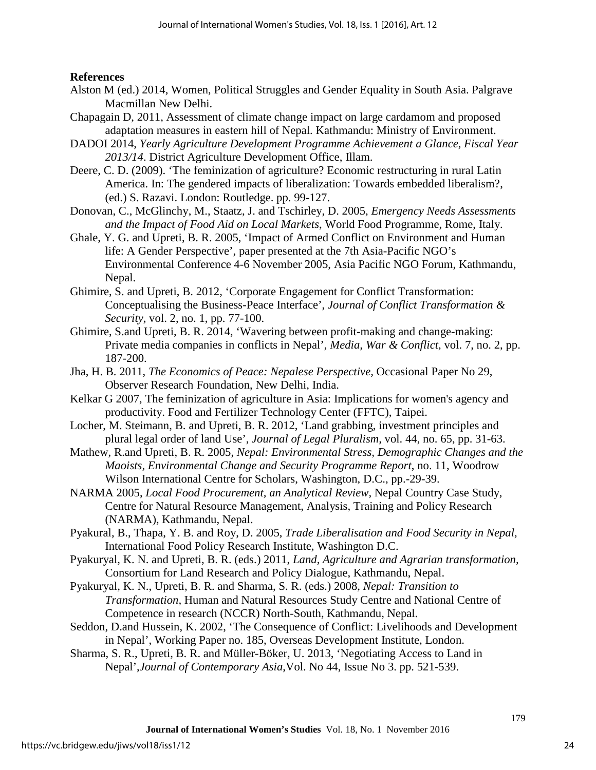**References**

Alston M (ed.) 2014, Women, Political Struggles and Gender Equality in South Asia. Palgrave Macmillan New Delhi.

Chapagain D, 2011, Assessment of climate change impact on large cardamom and proposed adaptation measures in eastern hill of Nepal. Kathmandu: Ministry of Environment.

DADOI 2014, *Yearly Agriculture Development Programme Achievement a Glance, Fiscal Year 2013/14*. District Agriculture Development Office, Illam.

Deere, C. D. (2009). 'The feminization of agriculture? Economic restructuring in rural Latin America. In: The gendered impacts of liberalization: Towards embedded liberalism?, (ed.) S. Razavi. London: Routledge. pp. 99-127.

Donovan, C., McGlinchy, M., Staatz, J. and Tschirley, D. 2005, *Emergency Needs Assessments and the Impact of Food Aid on Local Markets*, World Food Programme, Rome, Italy.

Ghale, Y. G. and Upreti, B. R. 2005, 'Impact of Armed Conflict on Environment and Human life: A Gender Perspective', paper presented at the 7th Asia-Pacific NGO's Environmental Conference 4-6 November 2005, Asia Pacific NGO Forum, Kathmandu, Nepal.

Ghimire, S. and Upreti, B. 2012, 'Corporate Engagement for Conflict Transformation: Conceptualising the Business-Peace Interface', *Journal of Conflict Transformation & Security*, vol. 2, no. 1, pp. 77-100.

Ghimire, S.and Upreti, B. R. 2014, 'Wavering between profit-making and change-making: Private media companies in conflicts in Nepal', *Media, War & Conflict*, vol. 7, no. 2, pp. 187-200.

Jha, H. B. 2011, *The Economics of Peace: Nepalese Perspective,* Occasional Paper No 29, Observer Research Foundation, New Delhi, India.

Kelkar G 2007, The feminization of agriculture in Asia: Implications for women's agency and productivity. Food and Fertilizer Technology Center (FFTC), Taipei.

Locher, M. Steimann, B. and Upreti, B. R. 2012, 'Land grabbing, investment principles and plural legal order of land Use', *Journal of Legal Pluralism,* vol. 44, no. 65, pp. 31-63.

Mathew, R.and Upreti, B. R. 2005, *Nepal: Environmental Stress, Demographic Changes and the Maoists, Environmental Change and Security Programme Report*, no. 11, Woodrow Wilson International Centre for Scholars, Washington, D.C., pp.-29-39.

NARMA 2005, *Local Food Procurement, an Analytical Review,* Nepal Country Case Study, Centre for Natural Resource Management, Analysis, Training and Policy Research (NARMA), Kathmandu, Nepal.

Pyakural, B., Thapa, Y. B. and Roy, D. 2005, *Trade Liberalisation and Food Security in Nepal,* International Food Policy Research Institute, Washington D.C.

Pyakuryal, K. N. and Upreti, B. R. (eds.) 2011, *Land, Agriculture and Agrarian transformation,* Consortium for Land Research and Policy Dialogue, Kathmandu, Nepal.

Pyakuryal, K. N., Upreti, B. R. and Sharma, S. R. (eds.) 2008, *Nepal: Transition to Transformation,* Human and Natural Resources Study Centre and National Centre of Competence in research (NCCR) North-South, Kathmandu, Nepal.

Seddon, D.and Hussein, K. 2002, 'The Consequence of Conflict: Livelihoods and Development in Nepal', Working Paper no. 185, Overseas Development Institute, London.

Sharma, S. R., Upreti, B. R. and Müller-Böker, U. 2013, 'Negotiating Access to Land in Nepal',*Journal of Contemporary Asia*,Vol. No 44, Issue No 3. pp. 521-539.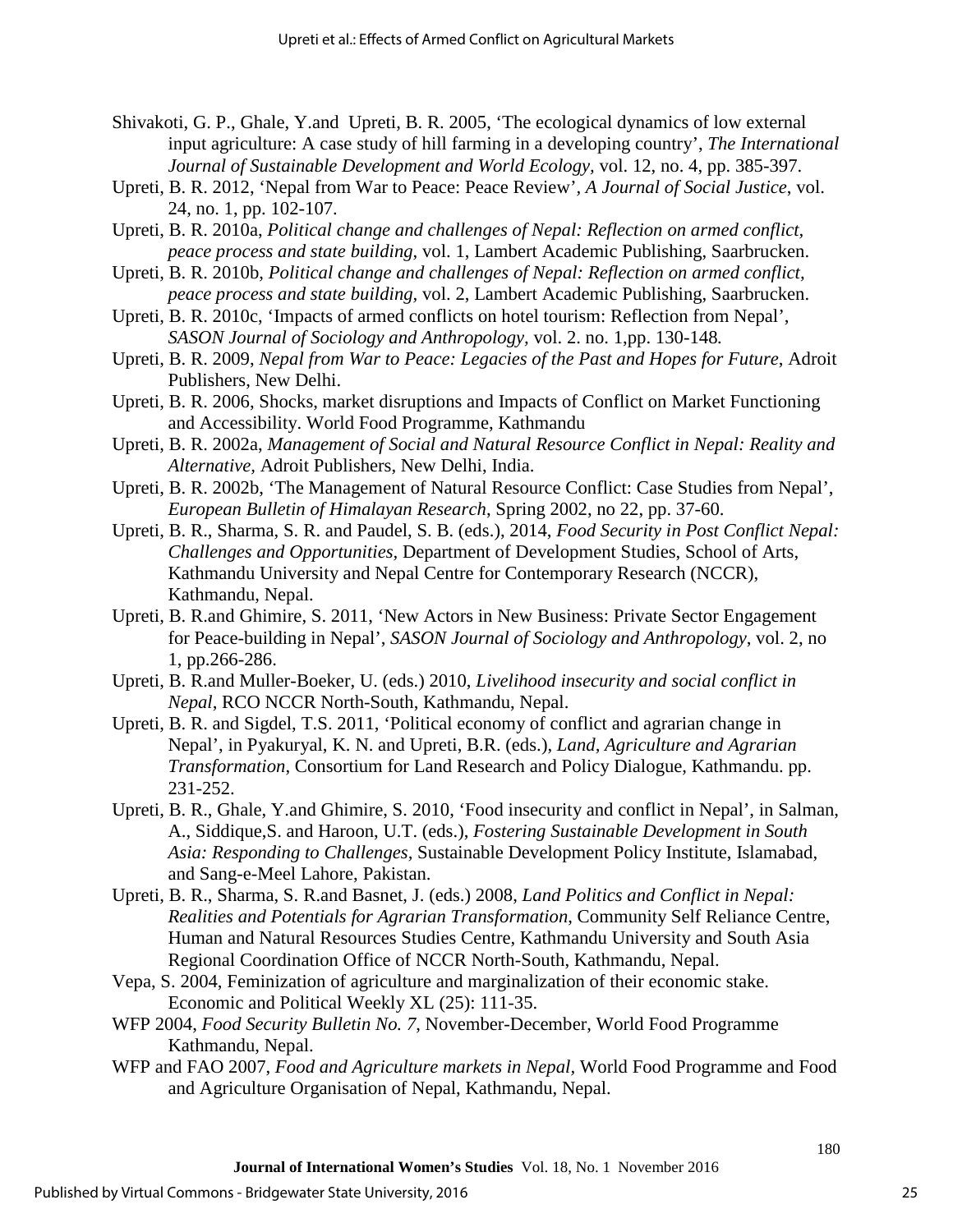Shivakoti, G. P., Ghale, Y.and Upreti, B. R. 2005, 'The ecological dynamics of low external input agriculture: A case study of hill farming in a developing country', *The International Journal of Sustainable Development and World Ecology,* vol. 12, no. 4, pp. 385-397.

Upreti, B. R. 2012, 'Nepal from War to Peace: Peace Review', *A Journal of Social Justice*, vol. 24, no. 1, pp. 102-107.

Upreti, B. R. 2010a, *Political change and challenges of Nepal: Reflection on armed conflict, peace process and state building*, vol. 1, Lambert Academic Publishing, Saarbrucken.

Upreti, B. R. 2010b, *Political change and challenges of Nepal: Reflection on armed conflict, peace process and state building,* vol. 2, Lambert Academic Publishing, Saarbrucken.

Upreti, B. R. 2010c, 'Impacts of armed conflicts on hotel tourism: Reflection from Nepal', *SASON Journal of Sociology and Anthropology,* vol. 2. no. 1,pp. 130-148*.*

Upreti, B. R. 2009, *Nepal from War to Peace: Legacies of the Past and Hopes for Future*, Adroit Publishers, New Delhi.

Upreti, B. R. 2006, Shocks, market disruptions and Impacts of Conflict on Market Functioning and Accessibility. World Food Programme, Kathmandu

Upreti, B. R. 2002a, *Management of Social and Natural Resource Conflict in Nepal: Reality and Alternative*, Adroit Publishers, New Delhi, India.

Upreti, B. R. 2002b, 'The Management of Natural Resource Conflict: Case Studies from Nepal', *European Bulletin of Himalayan Research*, Spring 2002, no 22, pp. 37-60.

Upreti, B. R., Sharma, S. R. and Paudel, S. B. (eds.), 2014, *Food Security in Post Conflict Nepal: Challenges and Opportunities,* Department of Development Studies, School of Arts, Kathmandu University and Nepal Centre for Contemporary Research (NCCR), Kathmandu, Nepal.

Upreti, B. R.and Ghimire, S. 2011, 'New Actors in New Business: Private Sector Engagement for Peace-building in Nepal', *SASON Journal of Sociology and Anthropology*, vol. 2, no 1, pp.266-286.

Upreti, B. R.and Muller-Boeker, U. (eds.) 2010, *Livelihood insecurity and social conflict in Nepal*, RCO NCCR North-South, Kathmandu, Nepal.

Upreti, B. R. and Sigdel, T.S. 2011, 'Political economy of conflict and agrarian change in Nepal', in Pyakuryal, K. N. and Upreti, B.R. (eds.), *Land, Agriculture and Agrarian Transformation*, Consortium for Land Research and Policy Dialogue, Kathmandu. pp. 231-252.

Upreti, B. R., Ghale, Y.and Ghimire, S. 2010, 'Food insecurity and conflict in Nepal', in Salman, A., Siddique,S. and Haroon, U.T. (eds.), *Fostering Sustainable Development in South Asia: Responding to Challenges*, Sustainable Development Policy Institute, Islamabad, and Sang-e-Meel Lahore, Pakistan.

Upreti, B. R., Sharma, S. R.and Basnet, J. (eds.) 2008, *Land Politics and Conflict in Nepal: Realities and Potentials for Agrarian Transformation*, Community Self Reliance Centre, Human and Natural Resources Studies Centre, Kathmandu University and South Asia Regional Coordination Office of NCCR North-South, Kathmandu, Nepal.

Vepa, S. 2004, Feminization of agriculture and marginalization of their economic stake. Economic and Political Weekly XL (25): 111-35.

WFP 2004, *Food Security Bulletin No. 7*, November-December, World Food Programme Kathmandu, Nepal.

WFP and FAO 2007, *Food and Agriculture markets in Nepal*, World Food Programme and Food and Agriculture Organisation of Nepal, Kathmandu, Nepal.